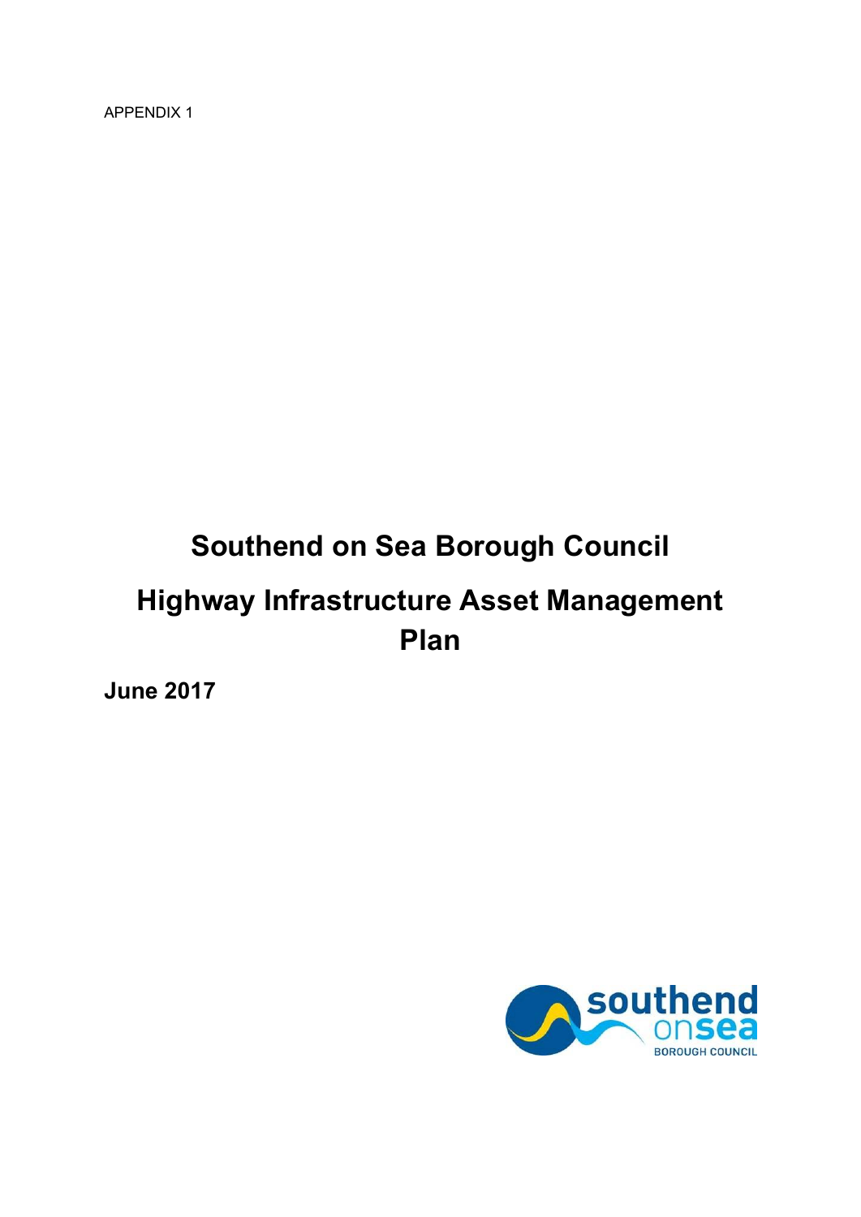APPENDIX 1

# Southend on Sea Borough Council

# Highway Infrastructure Asset Management Plan

**June 2017**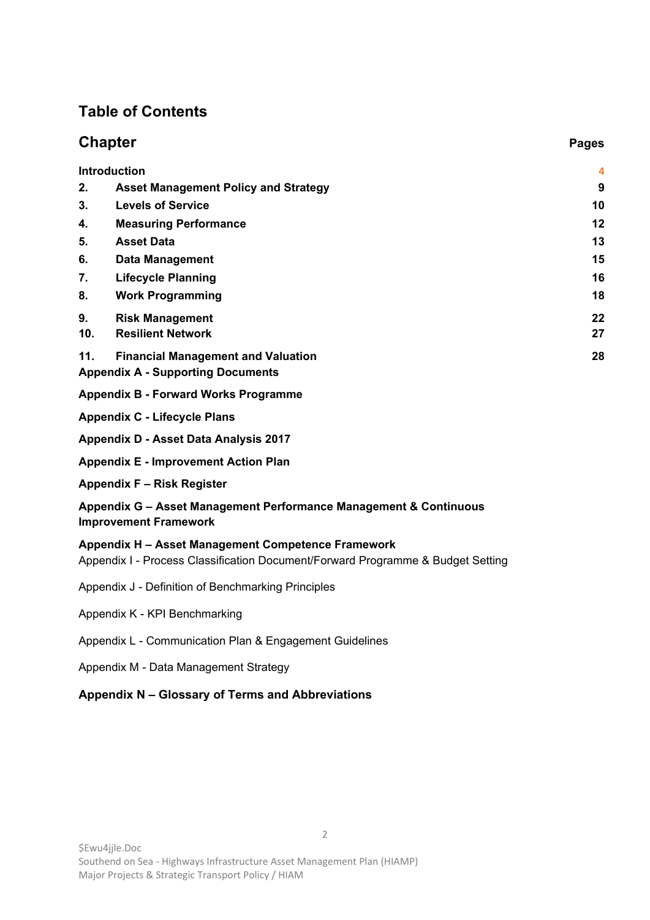## Table of Contents

| Chapter | | Pages |
|---|---|---|
| **Introduction** | | 4 |
| **2.** | **Asset Management Policy and Strategy** | **9** |
| **3.** | **Levels of Service** | **10** |
| **4.** | **Measuring Performance** | **12** |
| **5.** | **Asset Data** | **13** |
| **6.** | **Data Management** | **15** |
| **7.** | **Lifecycle Planning** | **16** |
| **8.** | **Work Programming** | **18** |
| **9.** | **Risk Management** | **22** |
| **10.** | **Resilient Network** | **27** |
| **11.** | **Financial Management and Valuation** | **28** |

**Appendix A - Supporting Documents**

**Appendix B - Forward Works Programme**

**Appendix C - Lifecycle Plans**

**Appendix D - Asset Data Analysis 2017**

**Appendix E - Improvement Action Plan**

**Appendix F – Risk Register**

**Appendix G – Asset Management Performance Management & Continuous Improvement Framework**

**Appendix H – Asset Management Competence Framework**

Appendix I - Process Classification Document/Forward Programme & Budget Setting

Appendix J - Definition of Benchmarking Principles

Appendix K - KPI Benchmarking

Appendix L - Communication Plan & Engagement Guidelines

Appendix M - Data Management Strategy

**Appendix N – Glossary of Terms and Abbreviations**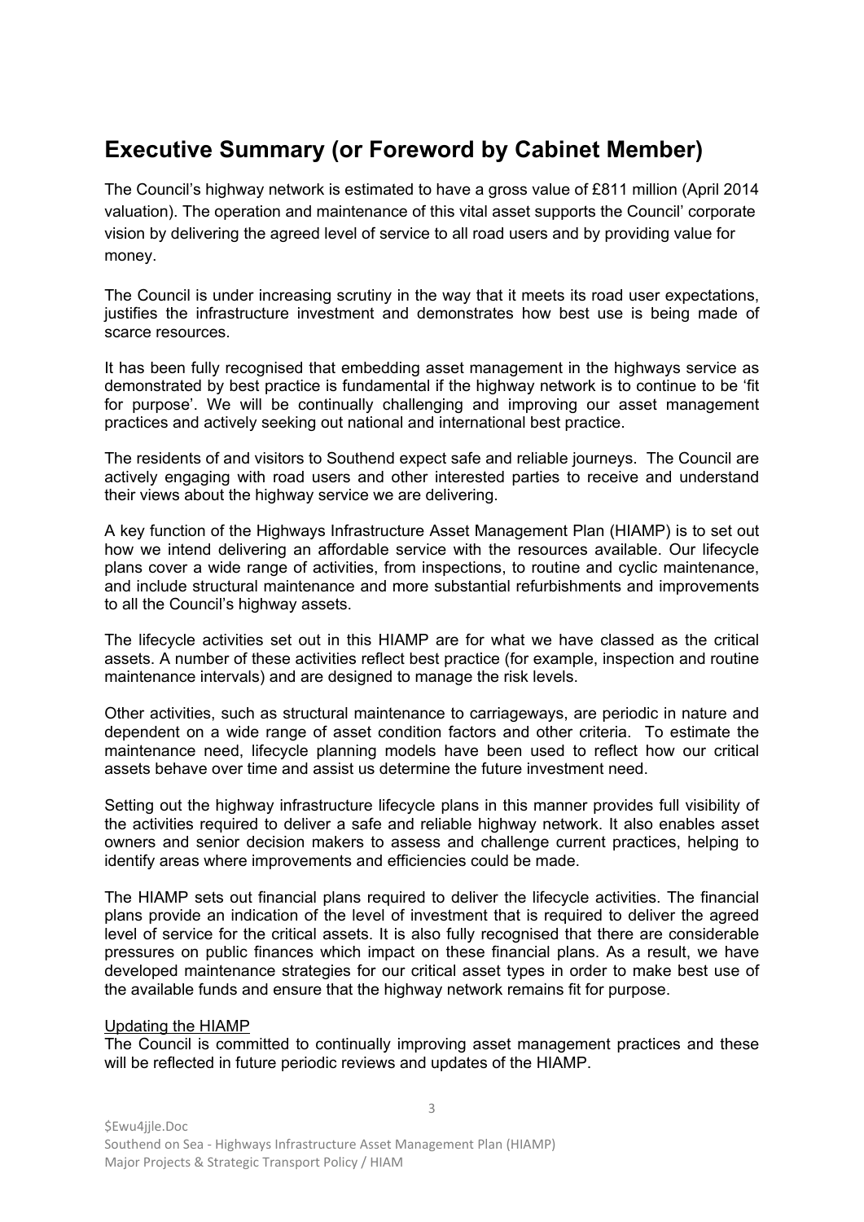# Executive Summary (or Foreword by Cabinet Member)

The Council's highway network is estimated to have a gross value of £811 million (April 2014 valuation). The operation and maintenance of this vital asset supports the Council' corporate vision by delivering the agreed level of service to all road users and by providing value for money.

The Council is under increasing scrutiny in the way that it meets its road user expectations, justifies the infrastructure investment and demonstrates how best use is being made of scarce resources.

It has been fully recognised that embedding asset management in the highways service as demonstrated by best practice is fundamental if the highway network is to continue to be 'fit for purpose'. We will be continually challenging and improving our asset management practices and actively seeking out national and international best practice.

The residents of and visitors to Southend expect safe and reliable journeys. The Council are actively engaging with road users and other interested parties to receive and understand their views about the highway service we are delivering.

A key function of the Highways Infrastructure Asset Management Plan (HIAMP) is to set out how we intend delivering an affordable service with the resources available. Our lifecycle plans cover a wide range of activities, from inspections, to routine and cyclic maintenance, and include structural maintenance and more substantial refurbishments and improvements to all the Council's highway assets.

The lifecycle activities set out in this HIAMP are for what we have classed as the critical assets. A number of these activities reflect best practice (for example, inspection and routine maintenance intervals) and are designed to manage the risk levels.

Other activities, such as structural maintenance to carriageways, are periodic in nature and dependent on a wide range of asset condition factors and other criteria. To estimate the maintenance need, lifecycle planning models have been used to reflect how our critical assets behave over time and assist us determine the future investment need.

Setting out the highway infrastructure lifecycle plans in this manner provides full visibility of the activities required to deliver a safe and reliable highway network. It also enables asset owners and senior decision makers to assess and challenge current practices, helping to identify areas where improvements and efficiencies could be made.

The HIAMP sets out financial plans required to deliver the lifecycle activities. The financial plans provide an indication of the level of investment that is required to deliver the agreed level of service for the critical assets. It is also fully recognised that there are considerable pressures on public finances which impact on these financial plans. As a result, we have developed maintenance strategies for our critical asset types in order to make best use of the available funds and ensure that the highway network remains fit for purpose.

<u>Updating the HIAMP</u>

The Council is committed to continually improving asset management practices and these will be reflected in future periodic reviews and updates of the HIAMP.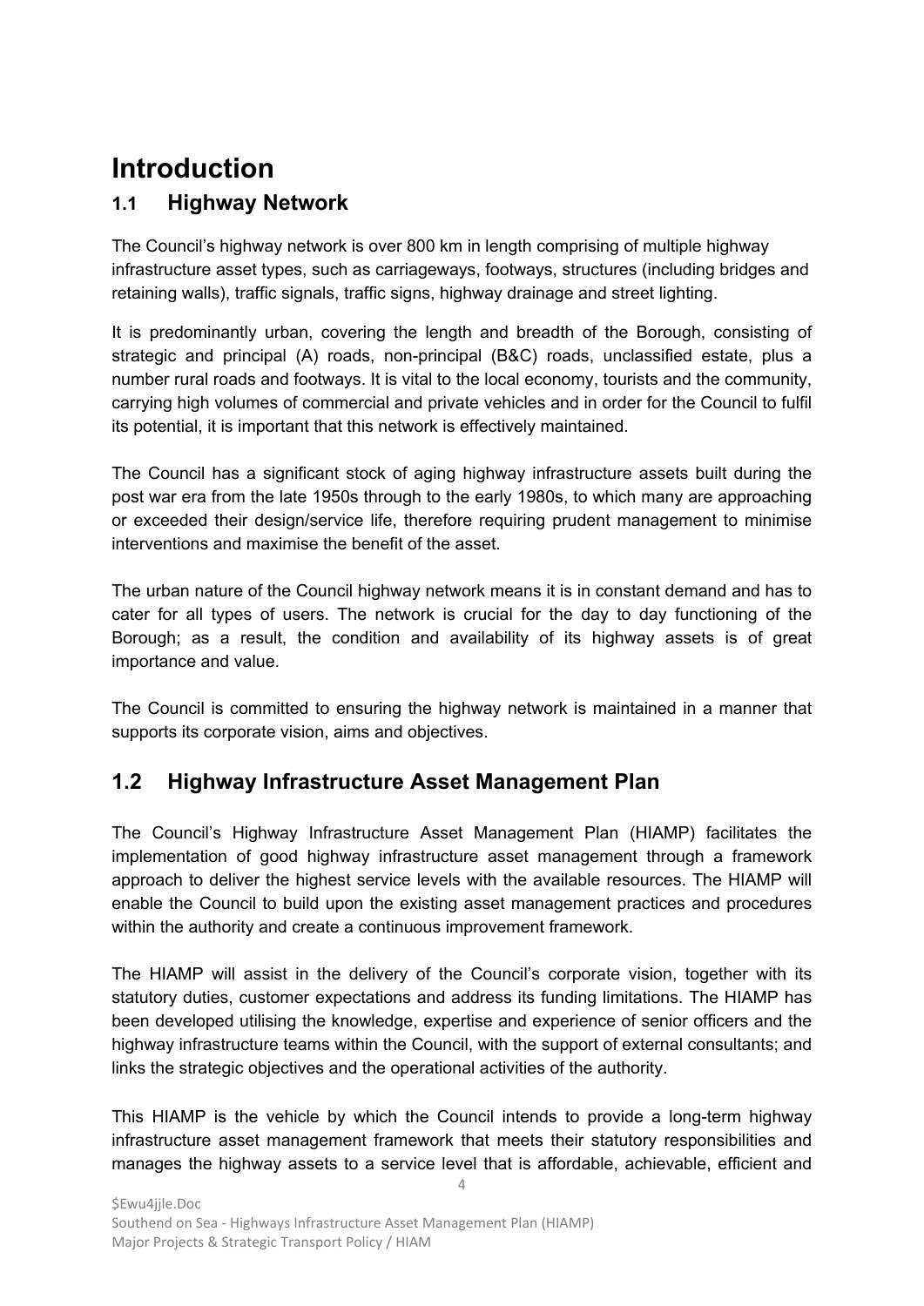# Introduction

## 1.1 Highway Network

The Council's highway network is over 800 km in length comprising of multiple highway infrastructure asset types, such as carriageways, footways, structures (including bridges and retaining walls), traffic signals, traffic signs, highway drainage and street lighting.

It is predominantly urban, covering the length and breadth of the Borough, consisting of strategic and principal (A) roads, non-principal (B&C) roads, unclassified estate, plus a number rural roads and footways. It is vital to the local economy, tourists and the community, carrying high volumes of commercial and private vehicles and in order for the Council to fulfil its potential, it is important that this network is effectively maintained.

The Council has a significant stock of aging highway infrastructure assets built during the post war era from the late 1950s through to the early 1980s, to which many are approaching or exceeded their design/service life, therefore requiring prudent management to minimise interventions and maximise the benefit of the asset.

The urban nature of the Council highway network means it is in constant demand and has to cater for all types of users. The network is crucial for the day to day functioning of the Borough; as a result, the condition and availability of its highway assets is of great importance and value.

The Council is committed to ensuring the highway network is maintained in a manner that supports its corporate vision, aims and objectives.

## 1.2 Highway Infrastructure Asset Management Plan

The Council's Highway Infrastructure Asset Management Plan (HIAMP) facilitates the implementation of good highway infrastructure asset management through a framework approach to deliver the highest service levels with the available resources. The HIAMP will enable the Council to build upon the existing asset management practices and procedures within the authority and create a continuous improvement framework.

The HIAMP will assist in the delivery of the Council's corporate vision, together with its statutory duties, customer expectations and address its funding limitations. The HIAMP has been developed utilising the knowledge, expertise and experience of senior officers and the highway infrastructure teams within the Council, with the support of external consultants; and links the strategic objectives and the operational activities of the authority.

This HIAMP is the vehicle by which the Council intends to provide a long-term highway infrastructure asset management framework that meets their statutory responsibilities and manages the highway assets to a service level that is affordable, achievable, efficient and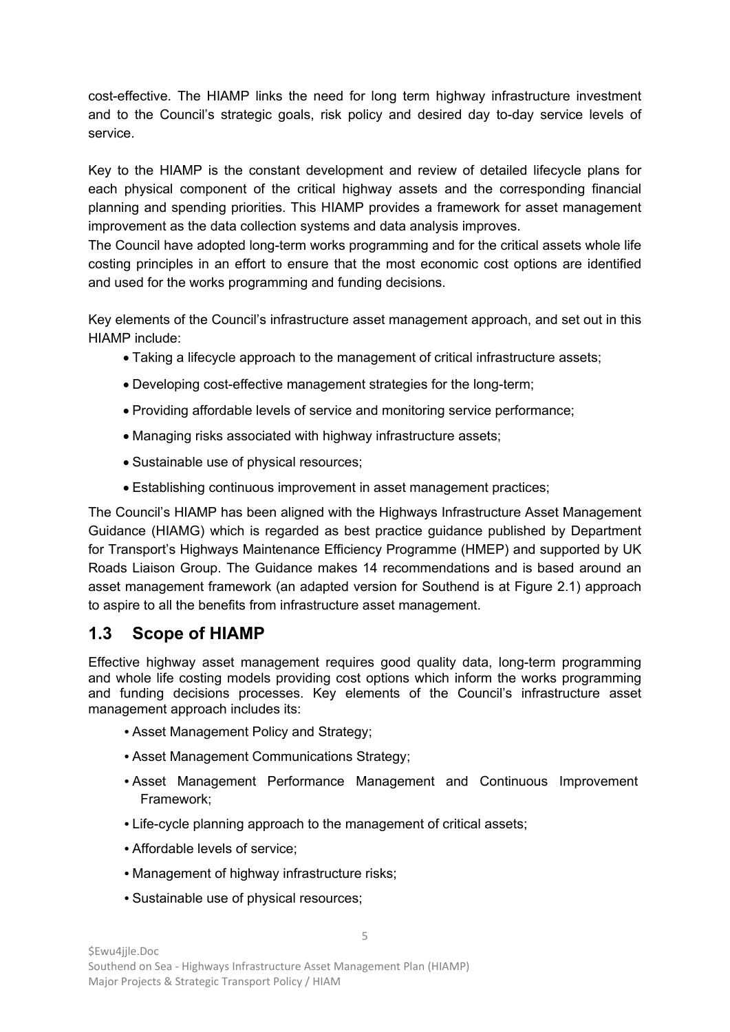cost-effective. The HIAMP links the need for long term highway infrastructure investment and to the Council's strategic goals, risk policy and desired day to-day service levels of service.

Key to the HIAMP is the constant development and review of detailed lifecycle plans for each physical component of the critical highway assets and the corresponding financial planning and spending priorities. This HIAMP provides a framework for asset management improvement as the data collection systems and data analysis improves.
The Council have adopted long-term works programming and for the critical assets whole life costing principles in an effort to ensure that the most economic cost options are identified and used for the works programming and funding decisions.

Key elements of the Council's infrastructure asset management approach, and set out in this HIAMP include:

- Taking a lifecycle approach to the management of critical infrastructure assets;
- Developing cost-effective management strategies for the long-term;
- Providing affordable levels of service and monitoring service performance;
- Managing risks associated with highway infrastructure assets;
- Sustainable use of physical resources;
- Establishing continuous improvement in asset management practices;

The Council's HIAMP has been aligned with the Highways Infrastructure Asset Management Guidance (HIAMG) which is regarded as best practice guidance published by Department for Transport's Highways Maintenance Efficiency Programme (HMEP) and supported by UK Roads Liaison Group. The Guidance makes 14 recommendations and is based around an asset management framework (an adapted version for Southend is at Figure 2.1) approach to aspire to all the benefits from infrastructure asset management.

## 1.3 Scope of HIAMP

Effective highway asset management requires good quality data, long-term programming and whole life costing models providing cost options which inform the works programming and funding decisions processes. Key elements of the Council's infrastructure asset management approach includes its:

- Asset Management Policy and Strategy;
- Asset Management Communications Strategy;
- Asset Management Performance Management and Continuous Improvement Framework;
- Life-cycle planning approach to the management of critical assets;
- Affordable levels of service;
- Management of highway infrastructure risks;
- Sustainable use of physical resources;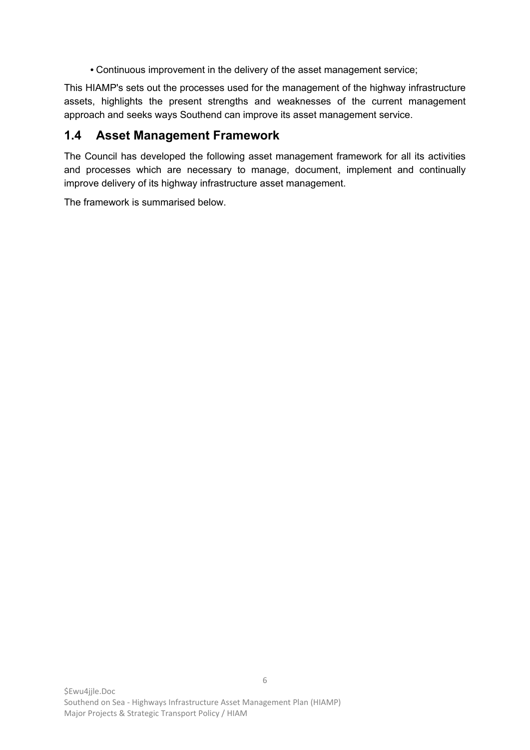- Continuous improvement in the delivery of the asset management service;

This HIAMP's sets out the processes used for the management of the highway infrastructure assets, highlights the present strengths and weaknesses of the current management approach and seeks ways Southend can improve its asset management service.

## 1.4 Asset Management Framework

The Council has developed the following asset management framework for all its activities and processes which are necessary to manage, document, implement and continually improve delivery of its highway infrastructure asset management.

The framework is summarised below.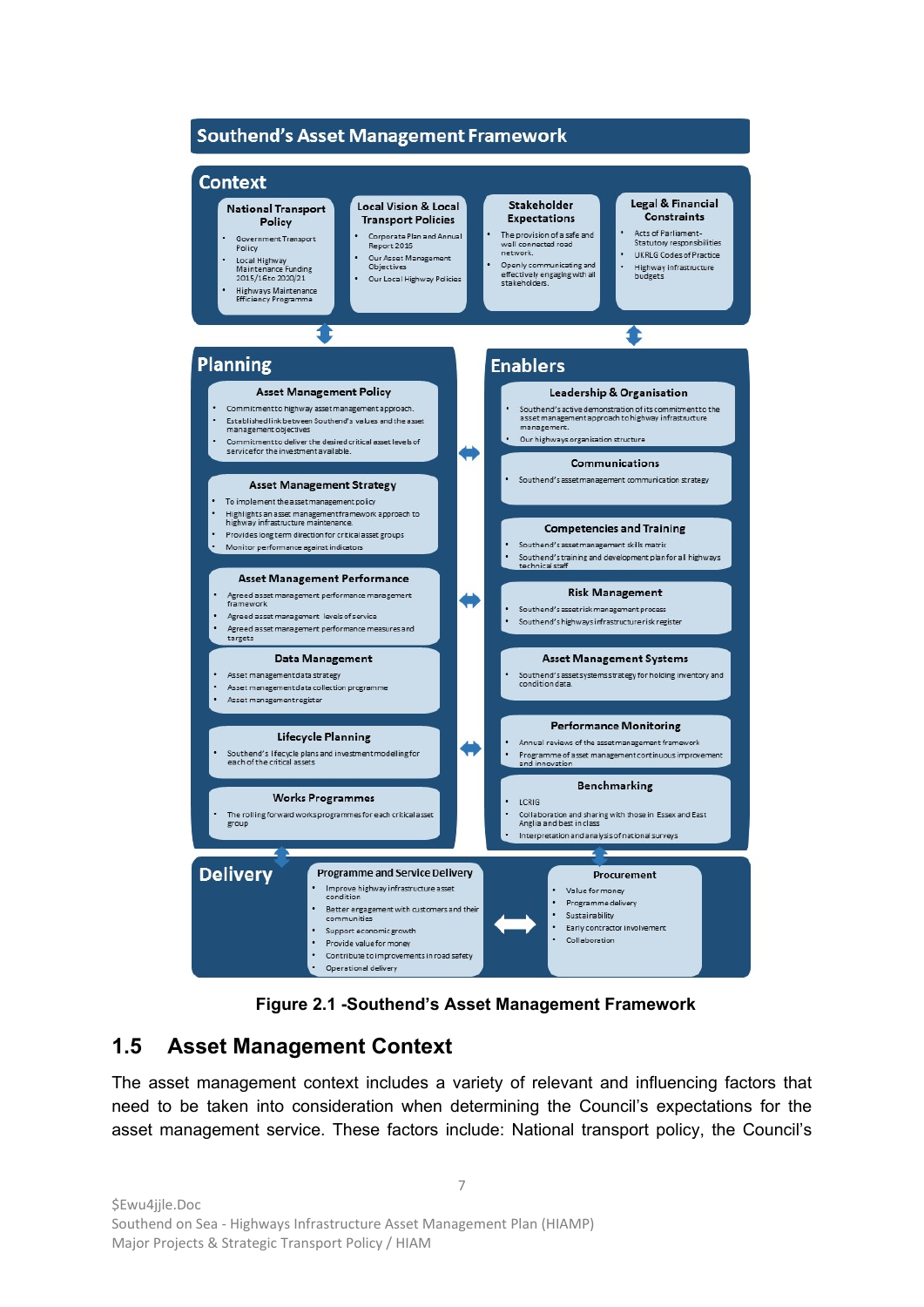**Southend's Asset Management Framework**

**Context**

**National Transport Policy**
- Government Transport Policy
- Local Highway Maintenance Funding 2015/16 to 2020/21
- Highways Maintenance Efficiency Programme

**Local Vision & Local Transport Policies**
- Corporate Plan and Annual Report 2016
- Our Asset Management Objectives
- Our Local Highway Policies

**Stakeholder Expectations**
- The provision of a safe and well connected road network.
- Openly communicating and effectively engaging with all stakeholders.

**Legal & Financial Constraints**
- Acts of Parliament- Statutory responsibilities
- UKRLG Codes of Practice
- Highway Infrastructure budgets

**Planning**

**Asset Management Policy**
- Commitment to highway asset management approach.
- Established link between Southend's values and the asset management objectives
- Commitment to deliver the desired critical asset levels of service for the investment available.

**Asset Management Strategy**
- To implement the asset management policy
- Highlights an asset management framework approach to highway infrastructure maintenance.
- Provides long term direction for critical asset groups
- Monitor performance against indicators

**Asset Management Performance**
- Agreed asset management performance management framework
- Agreed asset management levels of service
- Agreed asset management performance measures and targets

**Data Management**
- Asset management data strategy
- Asset management data collection programme
- Asset management register

**Lifecycle Planning**
- Southend's lifecycle plans and investment modelling for each of the critical assets

**Works Programmes**
- The rolling forward works programmes for each critical asset group

**Enablers**

**Leadership & Organisation**
- Southend's active demonstration of its commitment to the asset management approach to highway infrastructure management.
- Our highways organisation structure

**Communications**
- Southend's asset management communication strategy

**Competencies and Training**
- Southend's asset management skills matrix
- Southend's training and development plan for all highways technical staff

**Risk Management**
- Southend's asset risk management process
- Southend's highways infrastructure risk register

**Asset Management Systems**
- Southend's asset systems strategy for holding inventory and condition data.

**Performance Monitoring**
- Annual reviews of the asset management framework
- Programme of asset management continuous improvement and innovation

**Benchmarking**
- LCRIG
- Collaboration and sharing with those in Essex and East Anglia and best in class
- Interpretation and analysis of national surveys

**Delivery**

**Programme and Service Delivery**
- Improve highway infrastructure asset condition
- Better engagement with customers and their communities
- Support economic growth
- Provide value for money
- Contribute to improvements in road safety
- Operational delivery

**Procurement**
- Value for money
- Programme delivery
- Sustainability
- Early contractor involvement
- Collaboration

**Figure 2.1 -Southend's Asset Management Framework**

## 1.5 Asset Management Context

The asset management context includes a variety of relevant and influencing factors that need to be taken into consideration when determining the Council's expectations for the asset management service. These factors include: National transport policy, the Council's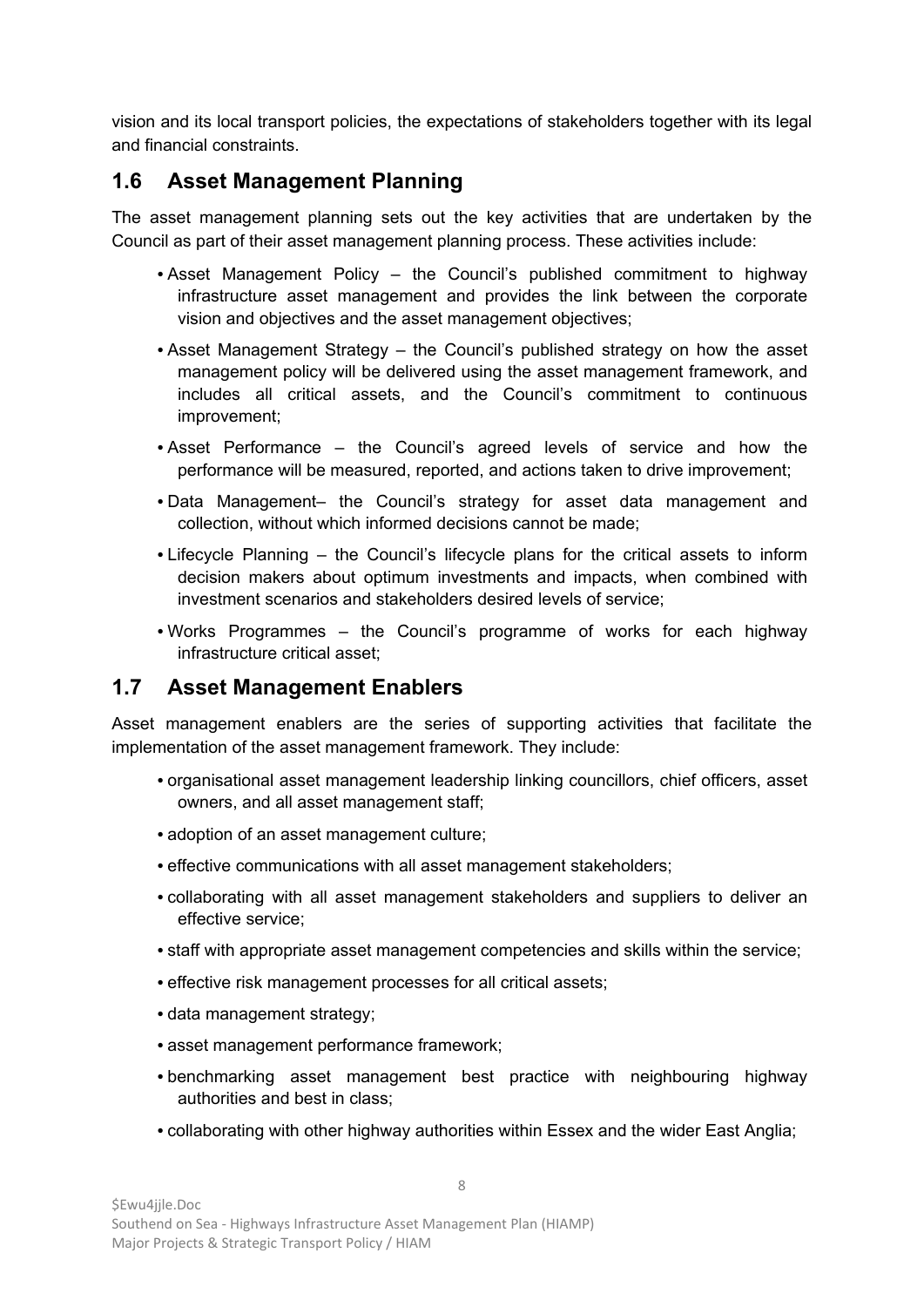vision and its local transport policies, the expectations of stakeholders together with its legal and financial constraints.

## 1.6 Asset Management Planning

The asset management planning sets out the key activities that are undertaken by the Council as part of their asset management planning process. These activities include:

- Asset Management Policy – the Council's published commitment to highway infrastructure asset management and provides the link between the corporate vision and objectives and the asset management objectives;
- Asset Management Strategy – the Council's published strategy on how the asset management policy will be delivered using the asset management framework, and includes all critical assets, and the Council's commitment to continuous improvement;
- Asset Performance – the Council's agreed levels of service and how the performance will be measured, reported, and actions taken to drive improvement;
- Data Management– the Council's strategy for asset data management and collection, without which informed decisions cannot be made;
- Lifecycle Planning – the Council's lifecycle plans for the critical assets to inform decision makers about optimum investments and impacts, when combined with investment scenarios and stakeholders desired levels of service;
- Works Programmes – the Council's programme of works for each highway infrastructure critical asset;

## 1.7 Asset Management Enablers

Asset management enablers are the series of supporting activities that facilitate the implementation of the asset management framework. They include:

- organisational asset management leadership linking councillors, chief officers, asset owners, and all asset management staff;
- adoption of an asset management culture;
- effective communications with all asset management stakeholders;
- collaborating with all asset management stakeholders and suppliers to deliver an effective service;
- staff with appropriate asset management competencies and skills within the service;
- effective risk management processes for all critical assets;
- data management strategy;
- asset management performance framework;
- benchmarking asset management best practice with neighbouring highway authorities and best in class;
- collaborating with other highway authorities within Essex and the wider East Anglia;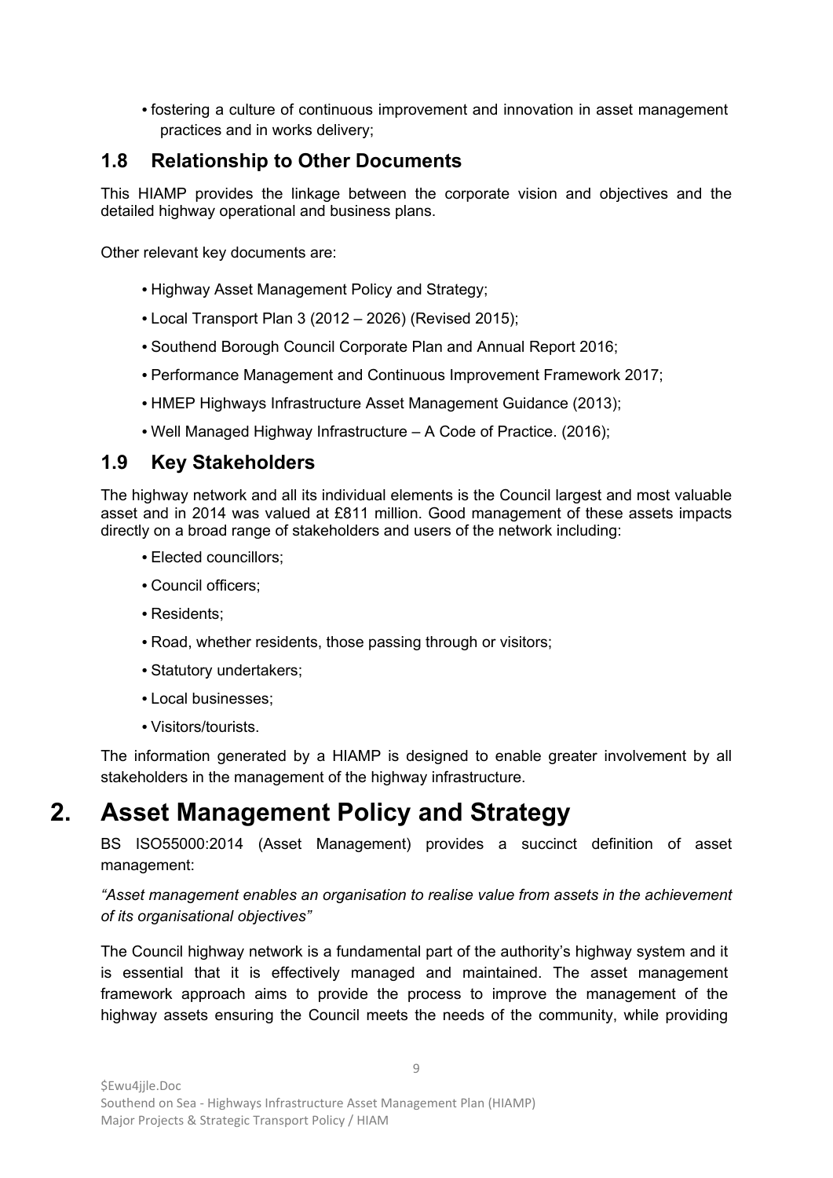- fostering a culture of continuous improvement and innovation in asset management practices and in works delivery;

## 1.8 Relationship to Other Documents

This HIAMP provides the linkage between the corporate vision and objectives and the detailed highway operational and business plans.

Other relevant key documents are:

- Highway Asset Management Policy and Strategy;
- Local Transport Plan 3 (2012 – 2026) (Revised 2015);
- Southend Borough Council Corporate Plan and Annual Report 2016;
- Performance Management and Continuous Improvement Framework 2017;
- HMEP Highways Infrastructure Asset Management Guidance (2013);
- Well Managed Highway Infrastructure – A Code of Practice. (2016);

## 1.9 Key Stakeholders

The highway network and all its individual elements is the Council largest and most valuable asset and in 2014 was valued at £811 million. Good management of these assets impacts directly on a broad range of stakeholders and users of the network including:

- Elected councillors;
- Council officers;
- Residents;
- Road, whether residents, those passing through or visitors;
- Statutory undertakers;
- Local businesses;
- Visitors/tourists.

The information generated by a HIAMP is designed to enable greater involvement by all stakeholders in the management of the highway infrastructure.

# 2. Asset Management Policy and Strategy

BS ISO55000:2014 (Asset Management) provides a succinct definition of asset management:

*"Asset management enables an organisation to realise value from assets in the achievement of its organisational objectives"*

The Council highway network is a fundamental part of the authority's highway system and it is essential that it is effectively managed and maintained. The asset management framework approach aims to provide the process to improve the management of the highway assets ensuring the Council meets the needs of the community, while providing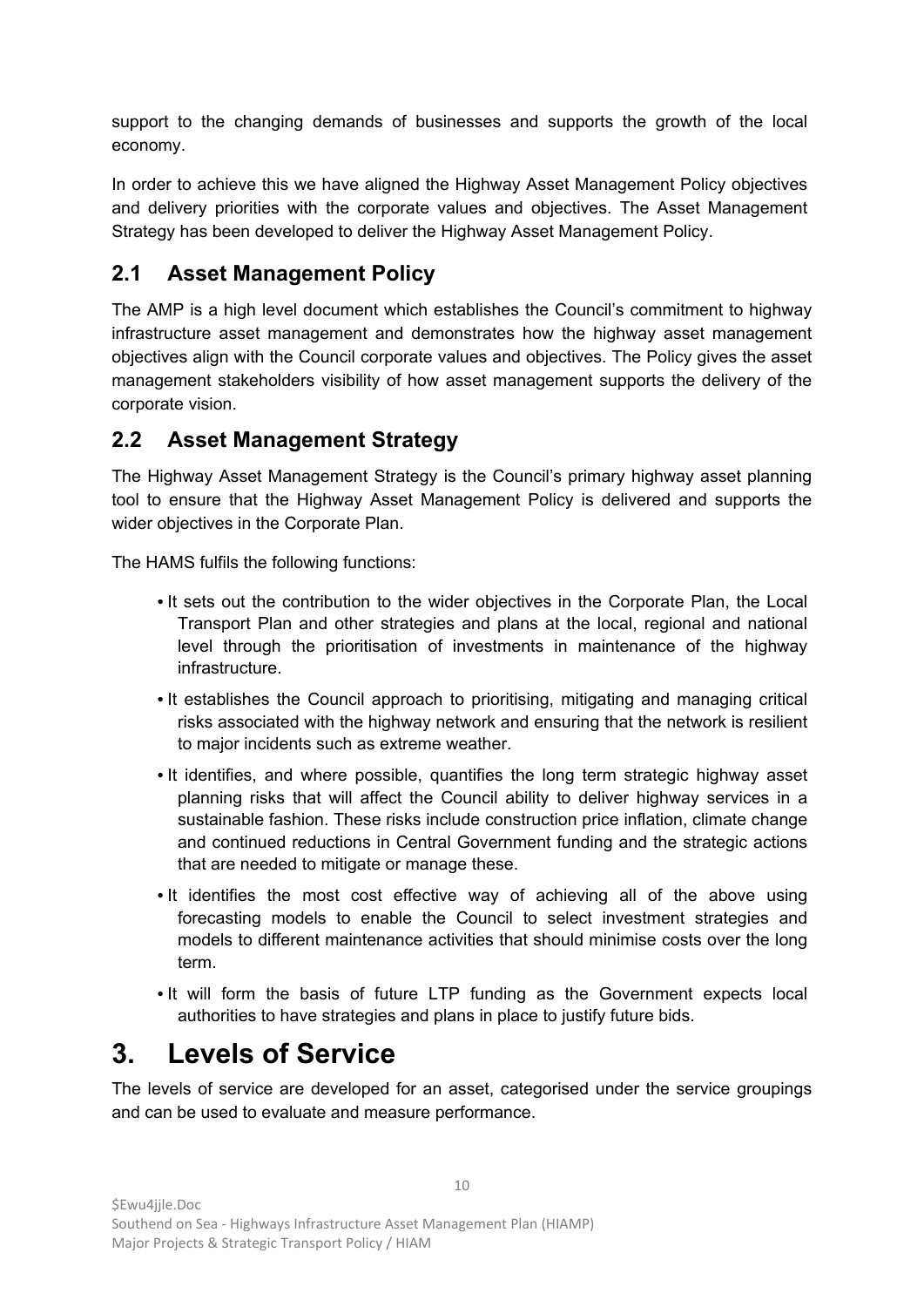support to the changing demands of businesses and supports the growth of the local economy.

In order to achieve this we have aligned the Highway Asset Management Policy objectives and delivery priorities with the corporate values and objectives. The Asset Management Strategy has been developed to deliver the Highway Asset Management Policy.

## 2.1 Asset Management Policy

The AMP is a high level document which establishes the Council's commitment to highway infrastructure asset management and demonstrates how the highway asset management objectives align with the Council corporate values and objectives. The Policy gives the asset management stakeholders visibility of how asset management supports the delivery of the corporate vision.

## 2.2 Asset Management Strategy

The Highway Asset Management Strategy is the Council's primary highway asset planning tool to ensure that the Highway Asset Management Policy is delivered and supports the wider objectives in the Corporate Plan.

The HAMS fulfils the following functions:

- It sets out the contribution to the wider objectives in the Corporate Plan, the Local Transport Plan and other strategies and plans at the local, regional and national level through the prioritisation of investments in maintenance of the highway infrastructure.
- It establishes the Council approach to prioritising, mitigating and managing critical risks associated with the highway network and ensuring that the network is resilient to major incidents such as extreme weather.
- It identifies, and where possible, quantifies the long term strategic highway asset planning risks that will affect the Council ability to deliver highway services in a sustainable fashion. These risks include construction price inflation, climate change and continued reductions in Central Government funding and the strategic actions that are needed to mitigate or manage these.
- It identifies the most cost effective way of achieving all of the above using forecasting models to enable the Council to select investment strategies and models to different maintenance activities that should minimise costs over the long term.
- It will form the basis of future LTP funding as the Government expects local authorities to have strategies and plans in place to justify future bids.

# 3. Levels of Service

The levels of service are developed for an asset, categorised under the service groupings and can be used to evaluate and measure performance.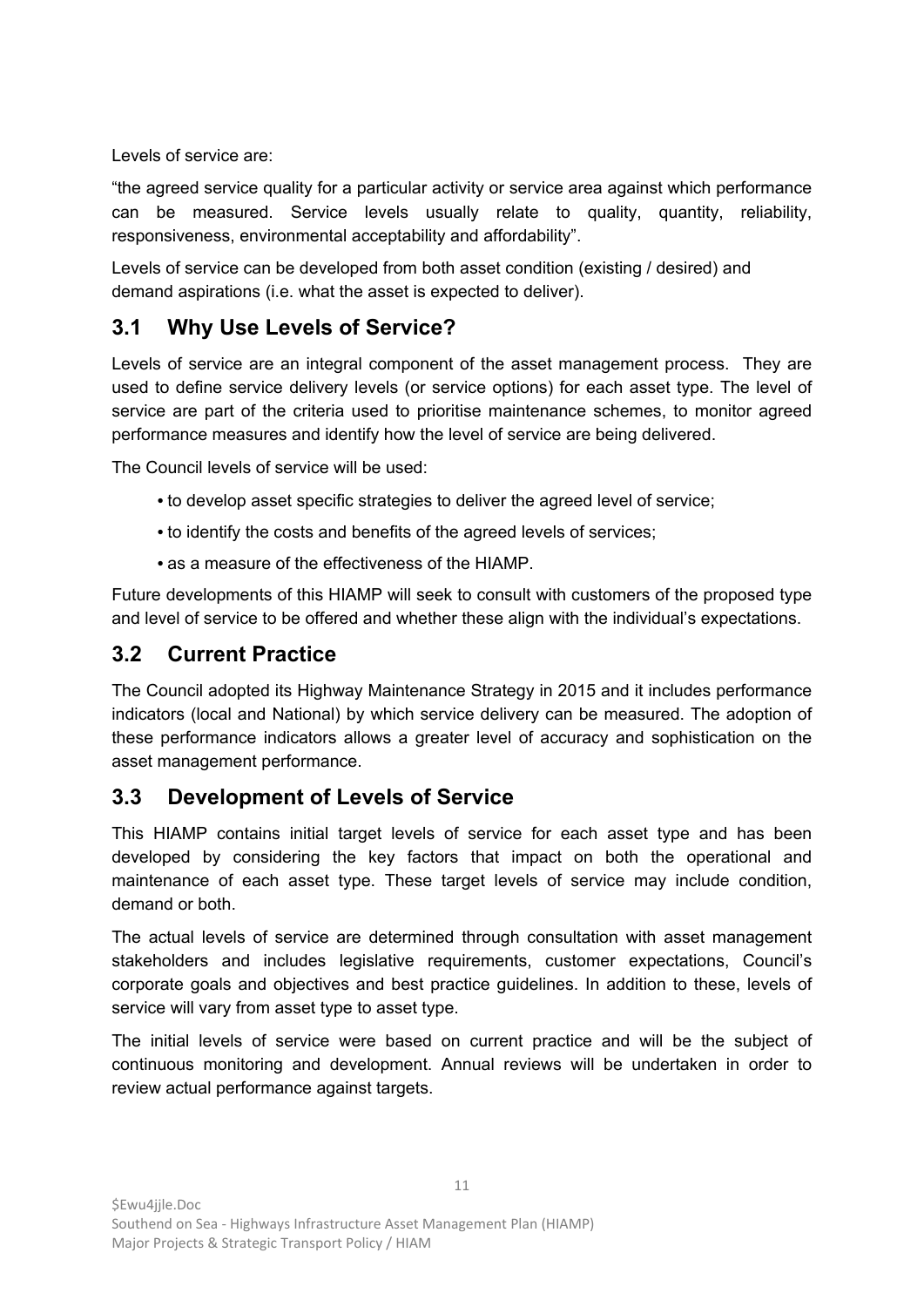Levels of service are:

"the agreed service quality for a particular activity or service area against which performance can be measured. Service levels usually relate to quality, quantity, reliability, responsiveness, environmental acceptability and affordability".

Levels of service can be developed from both asset condition (existing / desired) and demand aspirations (i.e. what the asset is expected to deliver).

## 3.1 Why Use Levels of Service?

Levels of service are an integral component of the asset management process. They are used to define service delivery levels (or service options) for each asset type. The level of service are part of the criteria used to prioritise maintenance schemes, to monitor agreed performance measures and identify how the level of service are being delivered.

The Council levels of service will be used:

- to develop asset specific strategies to deliver the agreed level of service;
- to identify the costs and benefits of the agreed levels of services;
- as a measure of the effectiveness of the HIAMP.

Future developments of this HIAMP will seek to consult with customers of the proposed type and level of service to be offered and whether these align with the individual's expectations.

## 3.2 Current Practice

The Council adopted its Highway Maintenance Strategy in 2015 and it includes performance indicators (local and National) by which service delivery can be measured. The adoption of these performance indicators allows a greater level of accuracy and sophistication on the asset management performance.

## 3.3 Development of Levels of Service

This HIAMP contains initial target levels of service for each asset type and has been developed by considering the key factors that impact on both the operational and maintenance of each asset type. These target levels of service may include condition, demand or both.

The actual levels of service are determined through consultation with asset management stakeholders and includes legislative requirements, customer expectations, Council's corporate goals and objectives and best practice guidelines. In addition to these, levels of service will vary from asset type to asset type.

The initial levels of service were based on current practice and will be the subject of continuous monitoring and development. Annual reviews will be undertaken in order to review actual performance against targets.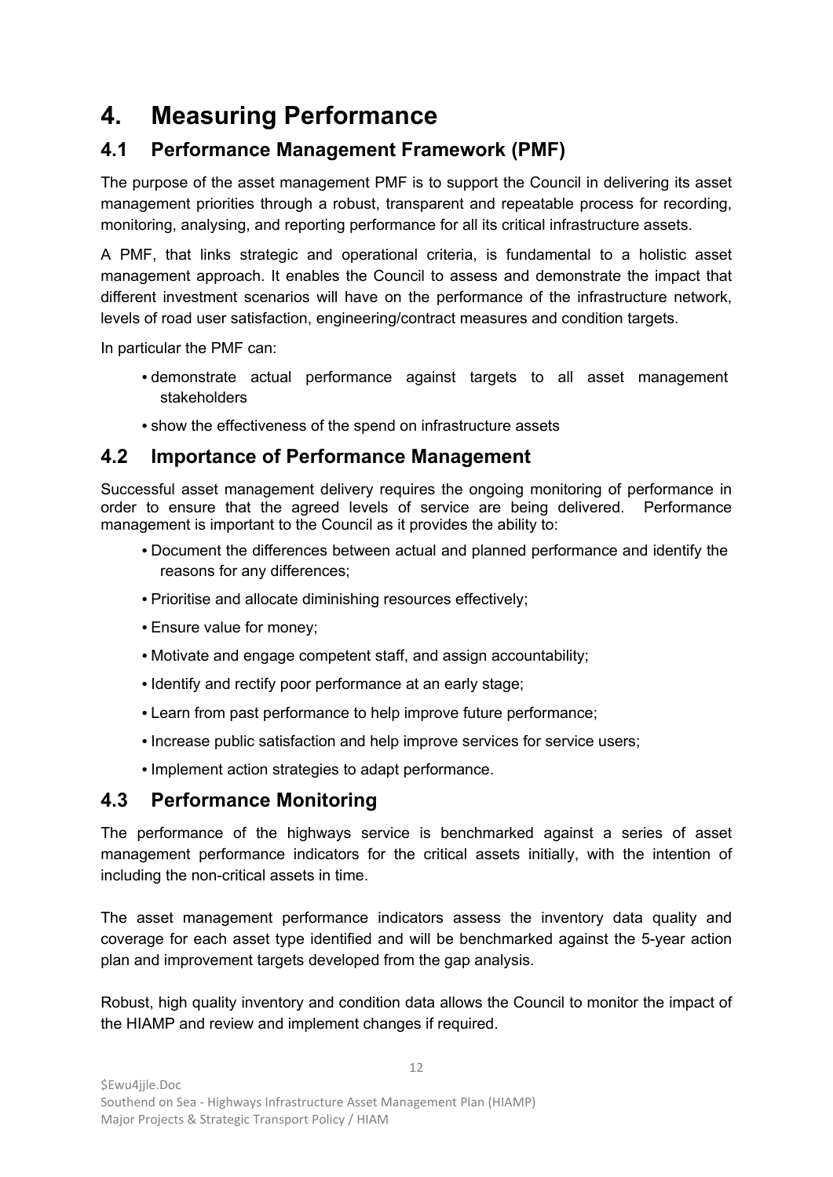# 4. Measuring Performance

## 4.1 Performance Management Framework (PMF)

The purpose of the asset management PMF is to support the Council in delivering its asset management priorities through a robust, transparent and repeatable process for recording, monitoring, analysing, and reporting performance for all its critical infrastructure assets.

A PMF, that links strategic and operational criteria, is fundamental to a holistic asset management approach. It enables the Council to assess and demonstrate the impact that different investment scenarios will have on the performance of the infrastructure network, levels of road user satisfaction, engineering/contract measures and condition targets.

In particular the PMF can:

- demonstrate actual performance against targets to all asset management stakeholders
- show the effectiveness of the spend on infrastructure assets

## 4.2 Importance of Performance Management

Successful asset management delivery requires the ongoing monitoring of performance in order to ensure that the agreed levels of service are being delivered. Performance management is important to the Council as it provides the ability to:

- Document the differences between actual and planned performance and identify the reasons for any differences;
- Prioritise and allocate diminishing resources effectively;
- Ensure value for money;
- Motivate and engage competent staff, and assign accountability;
- Identify and rectify poor performance at an early stage;
- Learn from past performance to help improve future performance;
- Increase public satisfaction and help improve services for service users;
- Implement action strategies to adapt performance.

## 4.3 Performance Monitoring

The performance of the highways service is benchmarked against a series of asset management performance indicators for the critical assets initially, with the intention of including the non-critical assets in time.

The asset management performance indicators assess the inventory data quality and coverage for each asset type identified and will be benchmarked against the 5-year action plan and improvement targets developed from the gap analysis.

Robust, high quality inventory and condition data allows the Council to monitor the impact of the HIAMP and review and implement changes if required.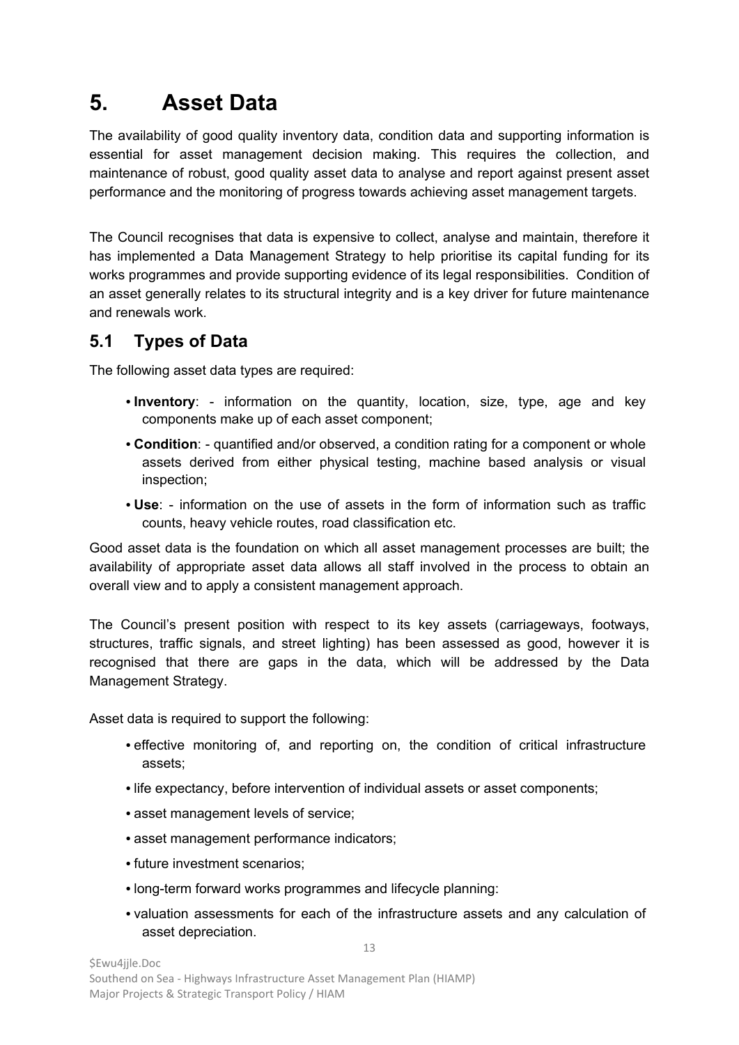# 5. Asset Data

The availability of good quality inventory data, condition data and supporting information is essential for asset management decision making. This requires the collection, and maintenance of robust, good quality asset data to analyse and report against present asset performance and the monitoring of progress towards achieving asset management targets.

The Council recognises that data is expensive to collect, analyse and maintain, therefore it has implemented a Data Management Strategy to help prioritise its capital funding for its works programmes and provide supporting evidence of its legal responsibilities. Condition of an asset generally relates to its structural integrity and is a key driver for future maintenance and renewals work.

## 5.1 Types of Data

The following asset data types are required:

- **Inventory**: - information on the quantity, location, size, type, age and key components make up of each asset component;
- **Condition**: - quantified and/or observed, a condition rating for a component or whole assets derived from either physical testing, machine based analysis or visual inspection;
- **Use**: - information on the use of assets in the form of information such as traffic counts, heavy vehicle routes, road classification etc.

Good asset data is the foundation on which all asset management processes are built; the availability of appropriate asset data allows all staff involved in the process to obtain an overall view and to apply a consistent management approach.

The Council's present position with respect to its key assets (carriageways, footways, structures, traffic signals, and street lighting) has been assessed as good, however it is recognised that there are gaps in the data, which will be addressed by the Data Management Strategy.

Asset data is required to support the following:

- effective monitoring of, and reporting on, the condition of critical infrastructure assets;
- life expectancy, before intervention of individual assets or asset components;
- asset management levels of service;
- asset management performance indicators;
- future investment scenarios;
- long-term forward works programmes and lifecycle planning:
- valuation assessments for each of the infrastructure assets and any calculation of asset depreciation.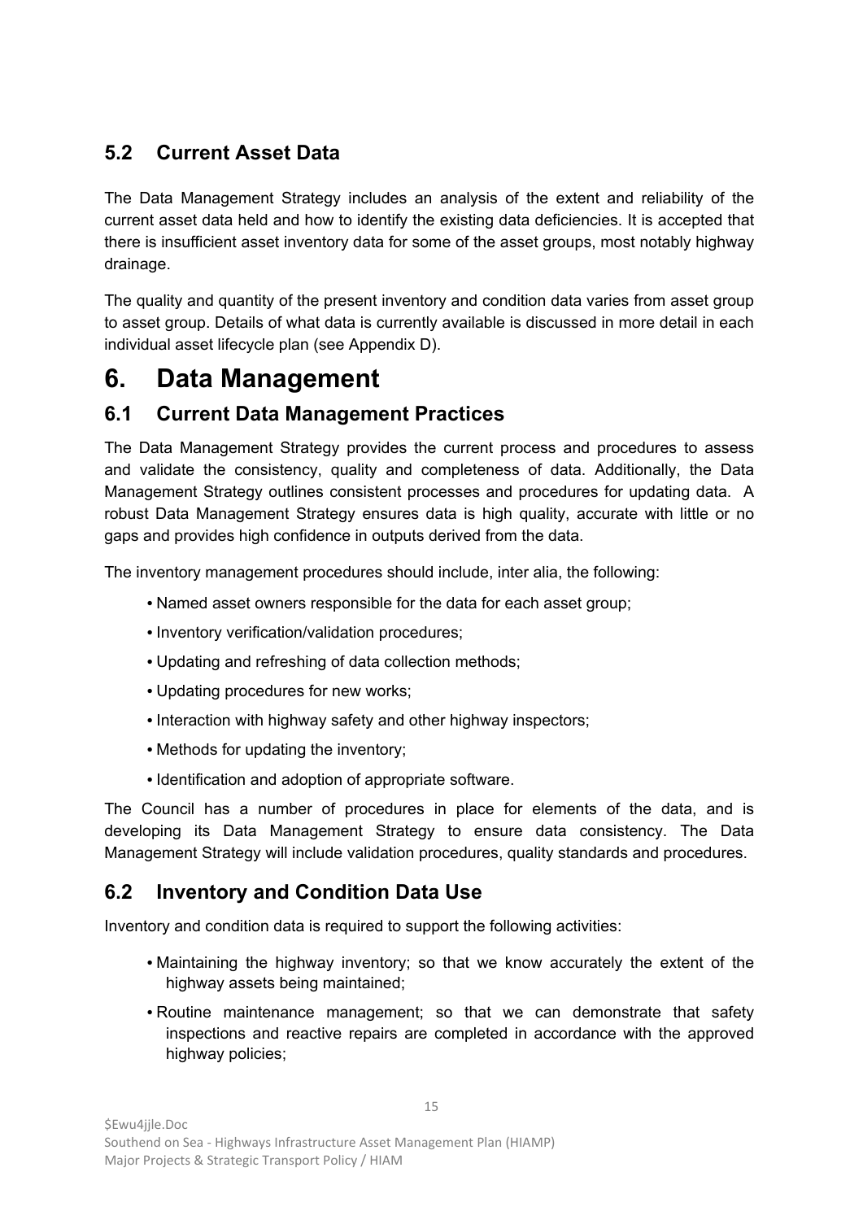## 5.2 Current Asset Data

The Data Management Strategy includes an analysis of the extent and reliability of the current asset data held and how to identify the existing data deficiencies. It is accepted that there is insufficient asset inventory data for some of the asset groups, most notably highway drainage.

The quality and quantity of the present inventory and condition data varies from asset group to asset group. Details of what data is currently available is discussed in more detail in each individual asset lifecycle plan (see Appendix D).

# 6. Data Management

## 6.1 Current Data Management Practices

The Data Management Strategy provides the current process and procedures to assess and validate the consistency, quality and completeness of data. Additionally, the Data Management Strategy outlines consistent processes and procedures for updating data. A robust Data Management Strategy ensures data is high quality, accurate with little or no gaps and provides high confidence in outputs derived from the data.

The inventory management procedures should include, inter alia, the following:

- Named asset owners responsible for the data for each asset group;
- Inventory verification/validation procedures;
- Updating and refreshing of data collection methods;
- Updating procedures for new works;
- Interaction with highway safety and other highway inspectors;
- Methods for updating the inventory;
- Identification and adoption of appropriate software.

The Council has a number of procedures in place for elements of the data, and is developing its Data Management Strategy to ensure data consistency. The Data Management Strategy will include validation procedures, quality standards and procedures.

## 6.2 Inventory and Condition Data Use

Inventory and condition data is required to support the following activities:

- Maintaining the highway inventory; so that we know accurately the extent of the highway assets being maintained;
- Routine maintenance management; so that we can demonstrate that safety inspections and reactive repairs are completed in accordance with the approved highway policies;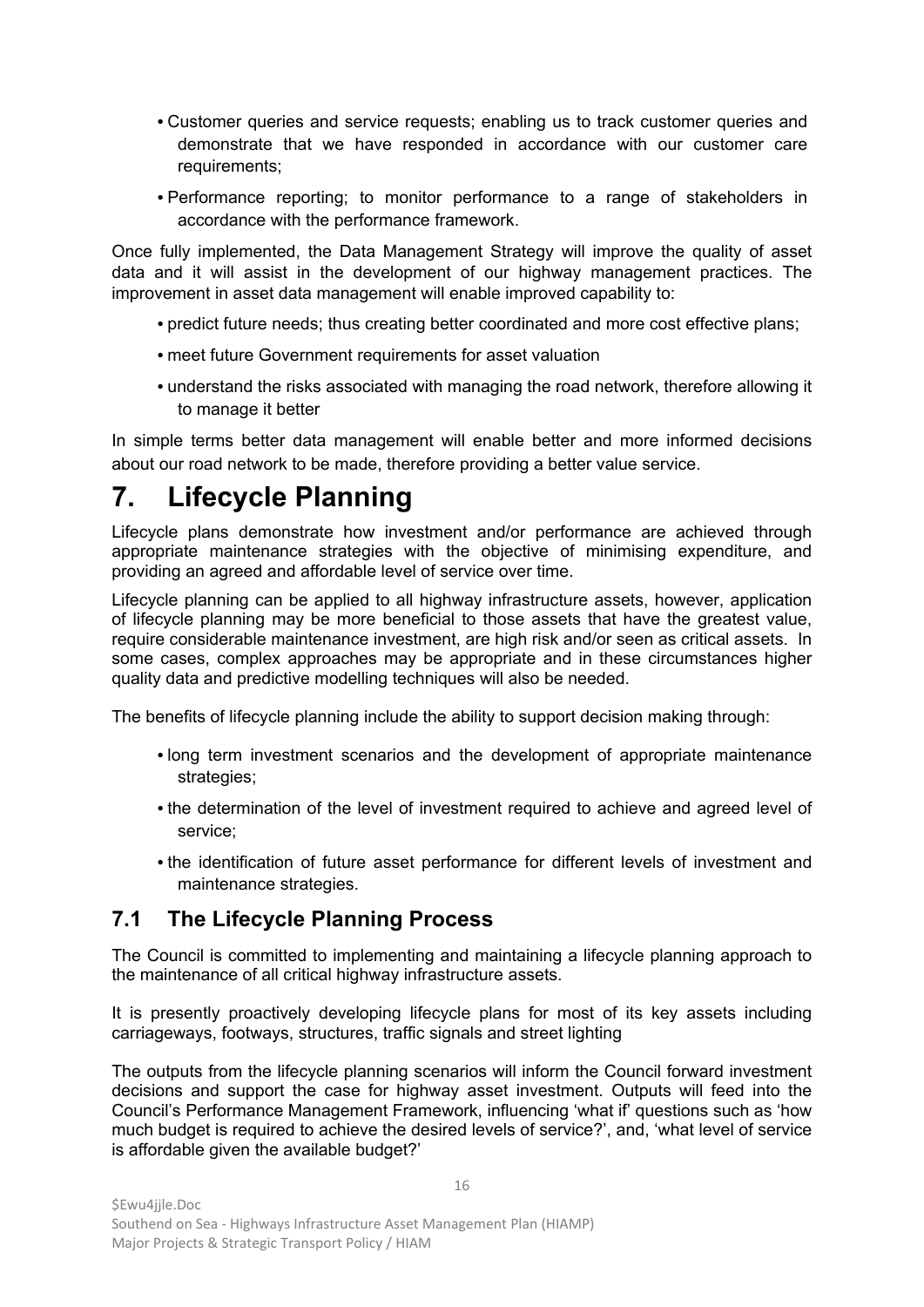- Customer queries and service requests; enabling us to track customer queries and demonstrate that we have responded in accordance with our customer care requirements;
- Performance reporting; to monitor performance to a range of stakeholders in accordance with the performance framework.

Once fully implemented, the Data Management Strategy will improve the quality of asset data and it will assist in the development of our highway management practices. The improvement in asset data management will enable improved capability to:

- predict future needs; thus creating better coordinated and more cost effective plans;
- meet future Government requirements for asset valuation
- understand the risks associated with managing the road network, therefore allowing it to manage it better

In simple terms better data management will enable better and more informed decisions about our road network to be made, therefore providing a better value service.

# 7. Lifecycle Planning

Lifecycle plans demonstrate how investment and/or performance are achieved through appropriate maintenance strategies with the objective of minimising expenditure, and providing an agreed and affordable level of service over time.

Lifecycle planning can be applied to all highway infrastructure assets, however, application of lifecycle planning may be more beneficial to those assets that have the greatest value, require considerable maintenance investment, are high risk and/or seen as critical assets. In some cases, complex approaches may be appropriate and in these circumstances higher quality data and predictive modelling techniques will also be needed.

The benefits of lifecycle planning include the ability to support decision making through:

- long term investment scenarios and the development of appropriate maintenance strategies;
- the determination of the level of investment required to achieve and agreed level of service;
- the identification of future asset performance for different levels of investment and maintenance strategies.

## 7.1 The Lifecycle Planning Process

The Council is committed to implementing and maintaining a lifecycle planning approach to the maintenance of all critical highway infrastructure assets.

It is presently proactively developing lifecycle plans for most of its key assets including carriageways, footways, structures, traffic signals and street lighting

The outputs from the lifecycle planning scenarios will inform the Council forward investment decisions and support the case for highway asset investment. Outputs will feed into the Council's Performance Management Framework, influencing 'what if' questions such as 'how much budget is required to achieve the desired levels of service?', and, 'what level of service is affordable given the available budget?'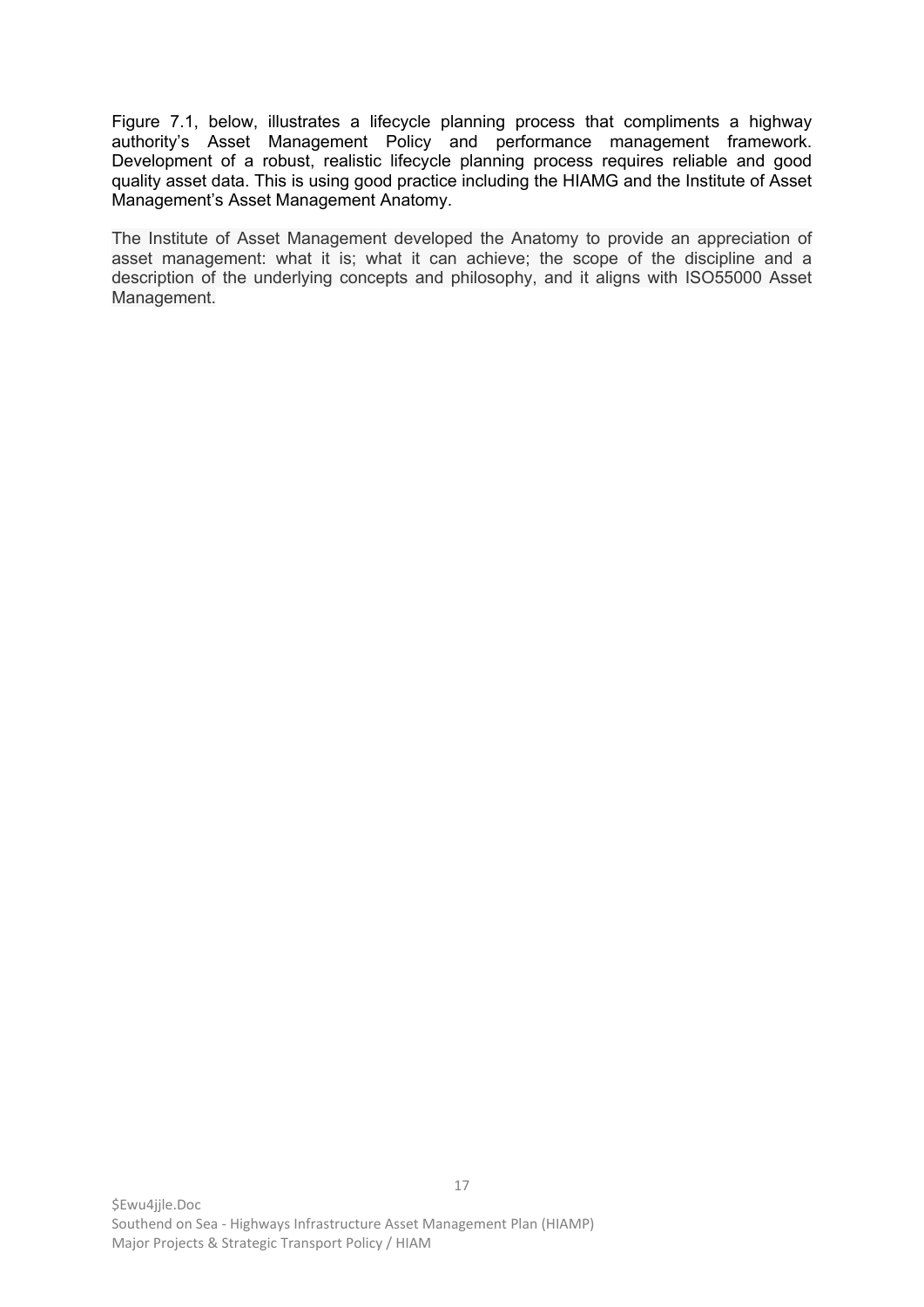Figure 7.1, below, illustrates a lifecycle planning process that compliments a highway authority's Asset Management Policy and performance management framework. Development of a robust, realistic lifecycle planning process requires reliable and good quality asset data. This is using good practice including the HIAMG and the Institute of Asset Management's Asset Management Anatomy.

The Institute of Asset Management developed the Anatomy to provide an appreciation of asset management: what it is; what it can achieve; the scope of the discipline and a description of the underlying concepts and philosophy, and it aligns with ISO55000 Asset Management.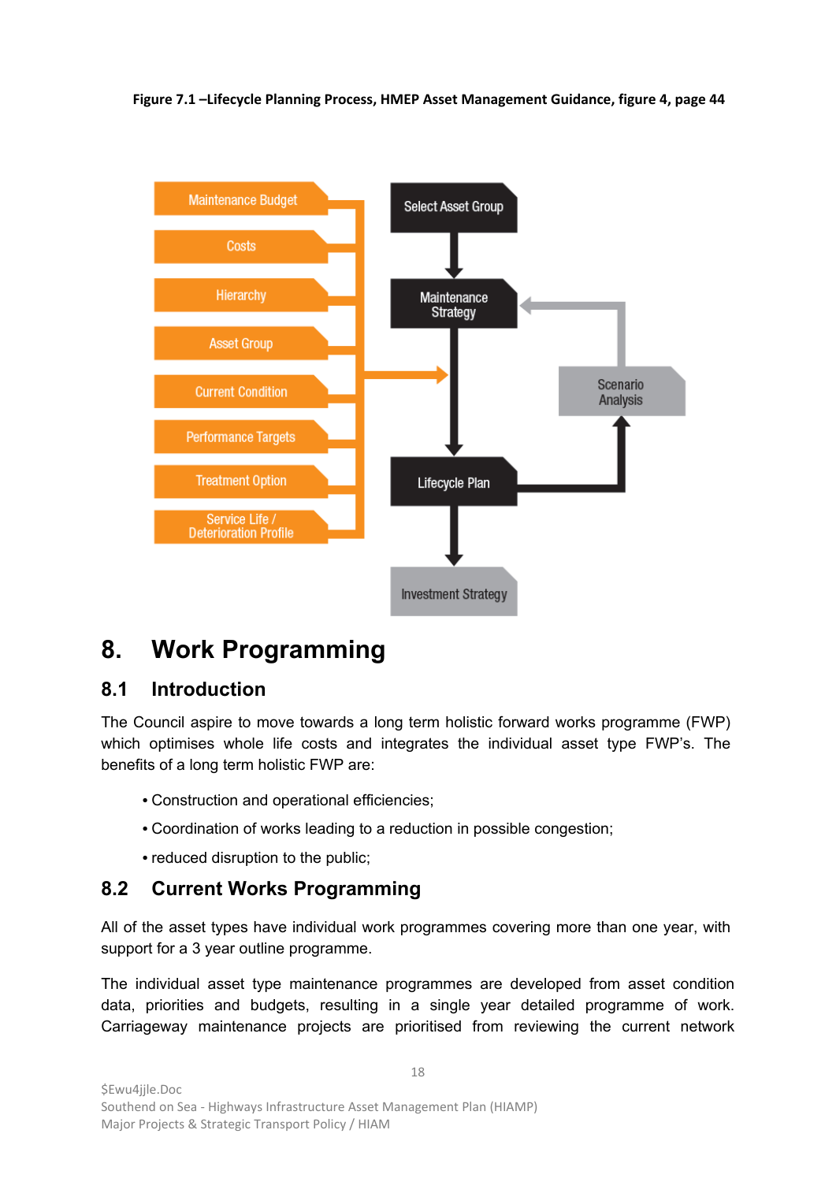**Figure 7.1 –Lifecycle Planning Process, HMEP Asset Management Guidance, figure 4, page 44**

# 8. Work Programming

## 8.1 Introduction

The Council aspire to move towards a long term holistic forward works programme (FWP) which optimises whole life costs and integrates the individual asset type FWP's. The benefits of a long term holistic FWP are:

- Construction and operational efficiencies;
- Coordination of works leading to a reduction in possible congestion;
- reduced disruption to the public;

## 8.2 Current Works Programming

All of the asset types have individual work programmes covering more than one year, with support for a 3 year outline programme.

The individual asset type maintenance programmes are developed from asset condition data, priorities and budgets, resulting in a single year detailed programme of work. Carriageway maintenance projects are prioritised from reviewing the current network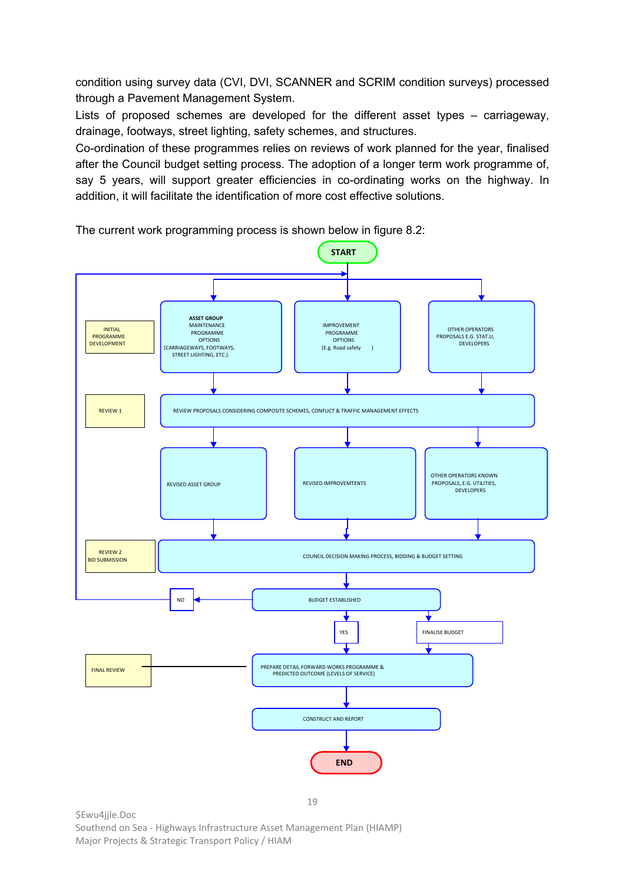condition using survey data (CVI, DVI, SCANNER and SCRIM condition surveys) processed through a Pavement Management System.

Lists of proposed schemes are developed for the different asset types – carriageway, drainage, footways, street lighting, safety schemes, and structures.

Co-ordination of these programmes relies on reviews of work planned for the year, finalised after the Council budget setting process. The adoption of a longer term work programme of, say 5 years, will support greater efficiencies in co-ordinating works on the highway. In addition, it will facilitate the identification of more cost effective solutions.

The current work programming process is shown below in figure 8.2:

START

INITIAL PROGRAMME DEVELOPMENT

**ASSET GROUP** MAINTENANCE PROGRAMME OPTIONS (CARRIAGEWAYS, FOOTWAYS, STREET LIGHTING, ETC.).

IMPROVEMENT PROGRAMME OPTIONS (E.g. Road safety )

OTHER OPERATORS PROPOSALS E.G. STAT.U, DEVELOPERS

REVIEW 1

REVIEW PROPOSALS CONSIDERING COMPOSITE SCHEMES, CONFLICT & TRAFFIC MANAGEMENT EFFECTS

REVISED ASSET GROUP

REVISED IMPROVEMTENTS

OTHER OPERATORS KNOWN PROPOSALS, E.G. UTILITIES, DEVELOPERS

REVIEW 2 BID SUBMISSION

COUNCIL DECISION MAKING PROCESS, BIDDING & BUDGET SETTING

BUDGET ESTABLISHED

NO

YES

FINALISE BUDGET

FINAL REVIEW

PREPARE DETAIL FORWARD WORKS PROGRAMME & PREDICTED OUTCOME (LEVELS OF SERVICE)

CONSTRUCT AND REPORT

END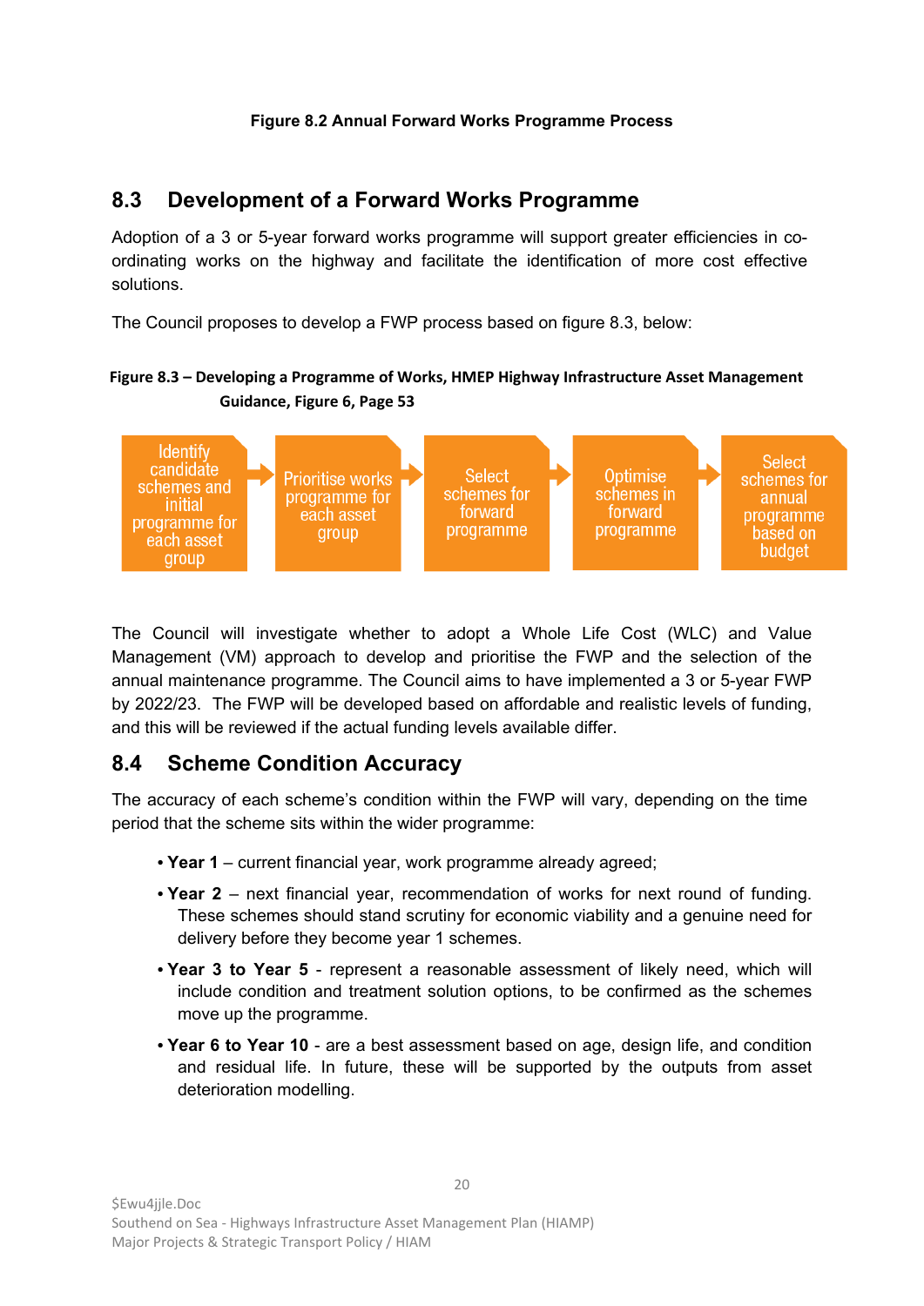**Figure 8.2 Annual Forward Works Programme Process**

## 8.3 Development of a Forward Works Programme

Adoption of a 3 or 5-year forward works programme will support greater efficiencies in co-ordinating works on the highway and facilitate the identification of more cost effective solutions.

The Council proposes to develop a FWP process based on figure 8.3, below:

**Figure 8.3 – Developing a Programme of Works, HMEP Highway Infrastructure Asset Management Guidance, Figure 6, Page 53**

Identify candidate schemes and initial programme for each asset group → Prioritise works programme for each asset group → Select schemes for forward programme → Optimise schemes in forward programme → Select schemes for annual programme based on budget

The Council will investigate whether to adopt a Whole Life Cost (WLC) and Value Management (VM) approach to develop and prioritise the FWP and the selection of the annual maintenance programme. The Council aims to have implemented a 3 or 5-year FWP by 2022/23. The FWP will be developed based on affordable and realistic levels of funding, and this will be reviewed if the actual funding levels available differ.

## 8.4 Scheme Condition Accuracy

The accuracy of each scheme's condition within the FWP will vary, depending on the time period that the scheme sits within the wider programme:

- **Year 1** – current financial year, work programme already agreed;
- **Year 2** – next financial year, recommendation of works for next round of funding. These schemes should stand scrutiny for economic viability and a genuine need for delivery before they become year 1 schemes.
- **Year 3 to Year 5** - represent a reasonable assessment of likely need, which will include condition and treatment solution options, to be confirmed as the schemes move up the programme.
- **Year 6 to Year 10** - are a best assessment based on age, design life, and condition and residual life. In future, these will be supported by the outputs from asset deterioration modelling.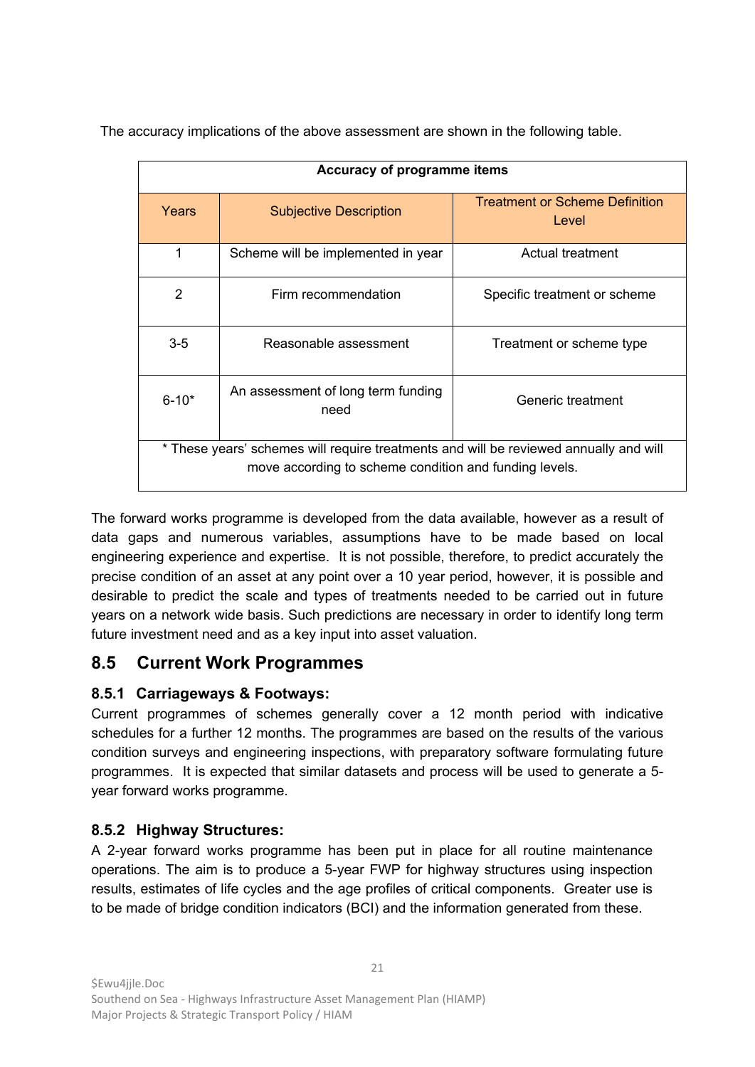The accuracy implications of the above assessment are shown in the following table.

| Accuracy of programme items | | |
|---|---|---|
| Years | Subjective Description | Treatment or Scheme Definition Level |
| 1 | Scheme will be implemented in year | Actual treatment |
| 2 | Firm recommendation | Specific treatment or scheme |
| 3-5 | Reasonable assessment | Treatment or scheme type |
| 6-10* | An assessment of long term funding need | Generic treatment |
| * These years' schemes will require treatments and will be reviewed annually and will move according to scheme condition and funding levels. | | |

The forward works programme is developed from the data available, however as a result of data gaps and numerous variables, assumptions have to be made based on local engineering experience and expertise. It is not possible, therefore, to predict accurately the precise condition of an asset at any point over a 10 year period, however, it is possible and desirable to predict the scale and types of treatments needed to be carried out in future years on a network wide basis. Such predictions are necessary in order to identify long term future investment need and as a key input into asset valuation.

## 8.5 Current Work Programmes

### 8.5.1 Carriageways & Footways:

Current programmes of schemes generally cover a 12 month period with indicative schedules for a further 12 months. The programmes are based on the results of the various condition surveys and engineering inspections, with preparatory software formulating future programmes. It is expected that similar datasets and process will be used to generate a 5-year forward works programme.

### 8.5.2 Highway Structures:

A 2-year forward works programme has been put in place for all routine maintenance operations. The aim is to produce a 5-year FWP for highway structures using inspection results, estimates of life cycles and the age profiles of critical components. Greater use is to be made of bridge condition indicators (BCI) and the information generated from these.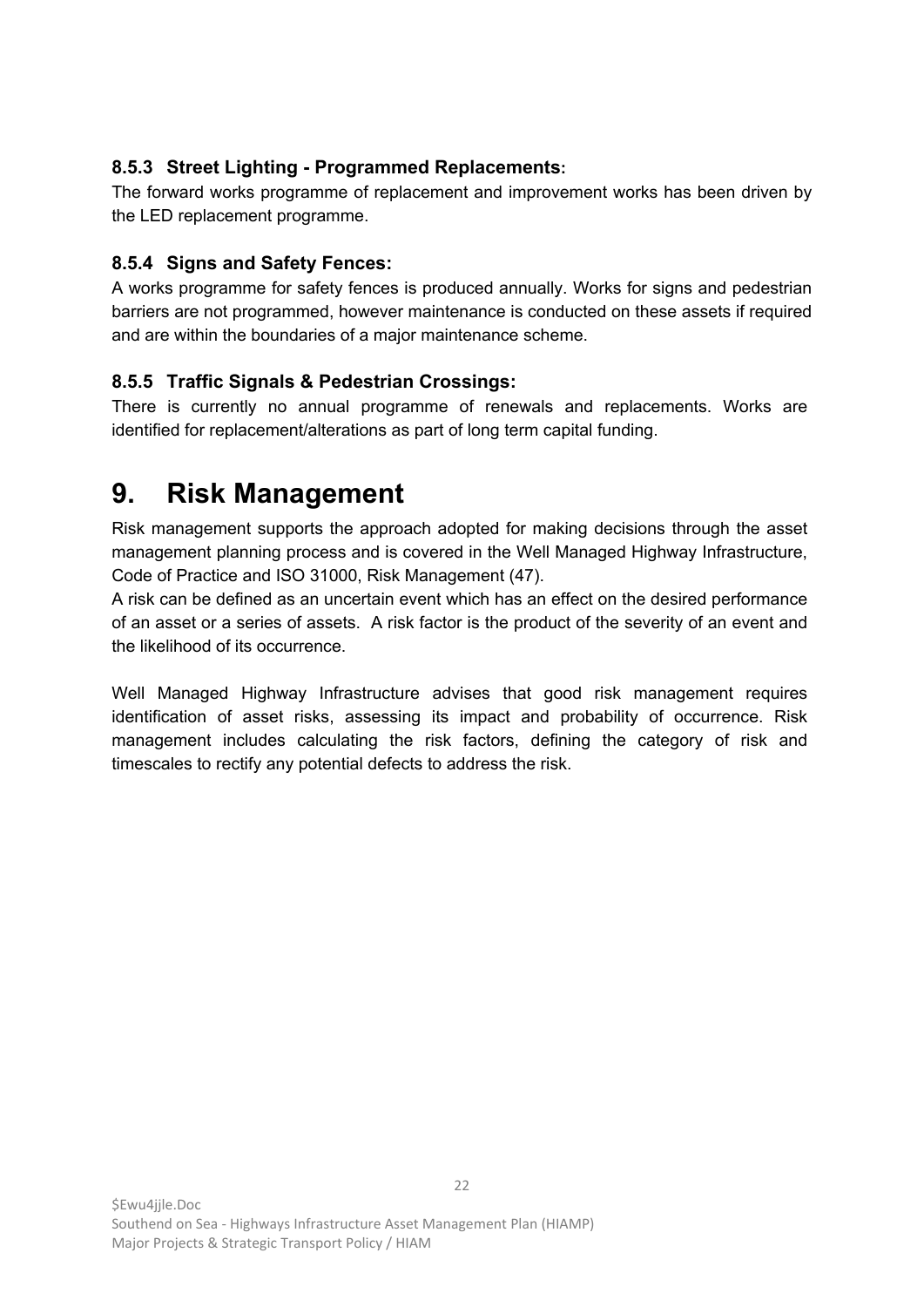### 8.5.3 Street Lighting - Programmed Replacements:

The forward works programme of replacement and improvement works has been driven by the LED replacement programme.

### 8.5.4 Signs and Safety Fences:

A works programme for safety fences is produced annually. Works for signs and pedestrian barriers are not programmed, however maintenance is conducted on these assets if required and are within the boundaries of a major maintenance scheme.

### 8.5.5 Traffic Signals & Pedestrian Crossings:

There is currently no annual programme of renewals and replacements. Works are identified for replacement/alterations as part of long term capital funding.

# 9. Risk Management

Risk management supports the approach adopted for making decisions through the asset management planning process and is covered in the Well Managed Highway Infrastructure, Code of Practice and ISO 31000, Risk Management (47).

A risk can be defined as an uncertain event which has an effect on the desired performance of an asset or a series of assets. A risk factor is the product of the severity of an event and the likelihood of its occurrence.

Well Managed Highway Infrastructure advises that good risk management requires identification of asset risks, assessing its impact and probability of occurrence. Risk management includes calculating the risk factors, defining the category of risk and timescales to rectify any potential defects to address the risk.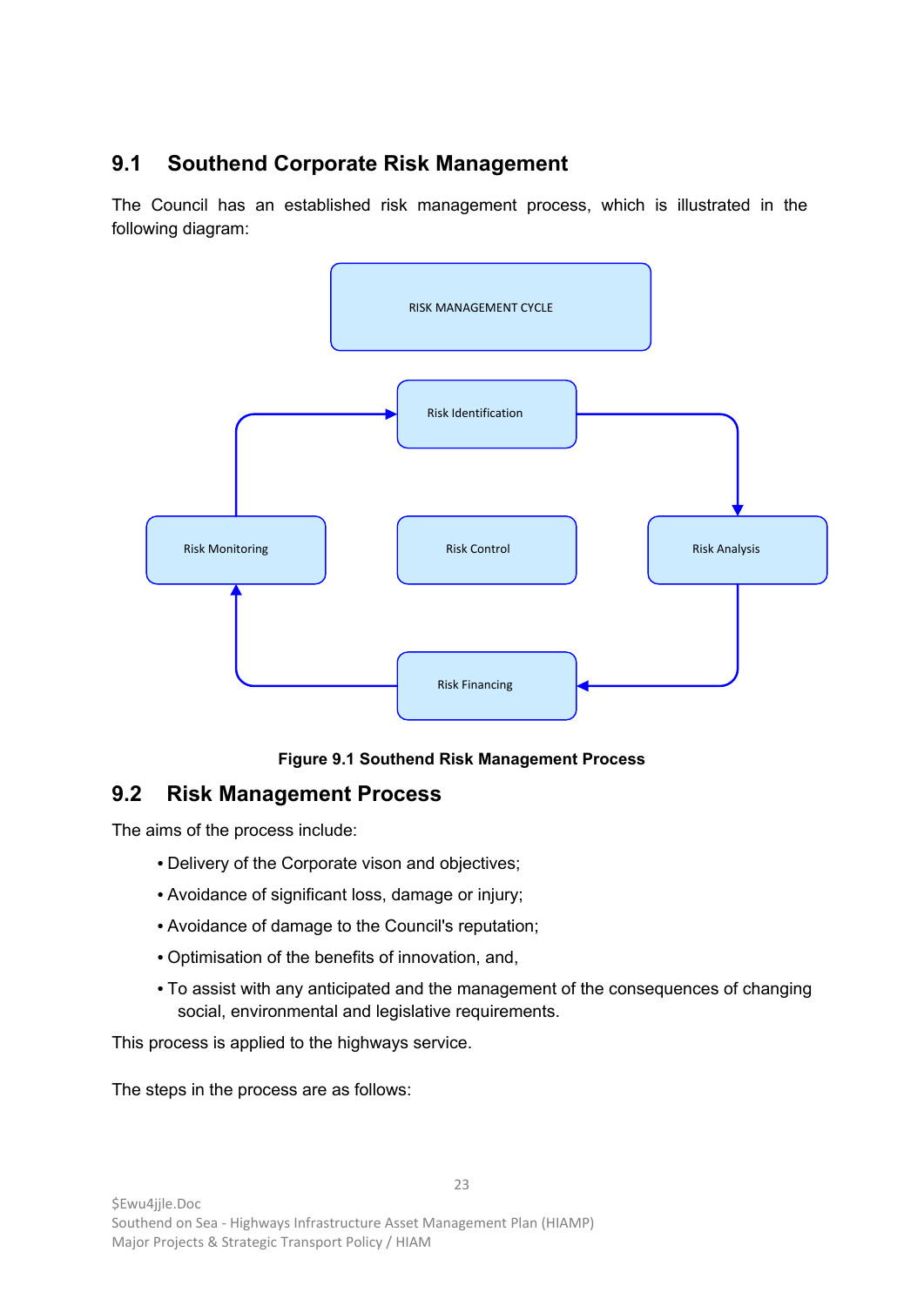## 9.1 Southend Corporate Risk Management

The Council has an established risk management process, which is illustrated in the following diagram:

RISK MANAGEMENT CYCLE

Risk Identification

Risk Monitoring

Risk Control

Risk Analysis

Risk Financing

**Figure 9.1 Southend Risk Management Process**

## 9.2 Risk Management Process

The aims of the process include:

- Delivery of the Corporate vison and objectives;
- Avoidance of significant loss, damage or injury;
- Avoidance of damage to the Council's reputation;
- Optimisation of the benefits of innovation, and,
- To assist with any anticipated and the management of the consequences of changing social, environmental and legislative requirements.

This process is applied to the highways service.

The steps in the process are as follows: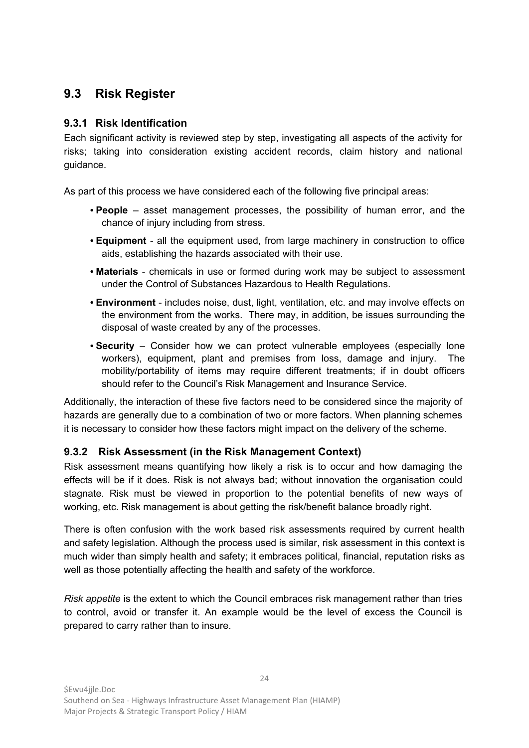## 9.3 Risk Register

### 9.3.1 Risk Identification

Each significant activity is reviewed step by step, investigating all aspects of the activity for risks; taking into consideration existing accident records, claim history and national guidance.

As part of this process we have considered each of the following five principal areas:

- **People** – asset management processes, the possibility of human error, and the chance of injury including from stress.
- **Equipment** - all the equipment used, from large machinery in construction to office aids, establishing the hazards associated with their use.
- **Materials** - chemicals in use or formed during work may be subject to assessment under the Control of Substances Hazardous to Health Regulations.
- **Environment** - includes noise, dust, light, ventilation, etc. and may involve effects on the environment from the works. There may, in addition, be issues surrounding the disposal of waste created by any of the processes.
- **Security** – Consider how we can protect vulnerable employees (especially lone workers), equipment, plant and premises from loss, damage and injury. The mobility/portability of items may require different treatments; if in doubt officers should refer to the Council's Risk Management and Insurance Service.

Additionally, the interaction of these five factors need to be considered since the majority of hazards are generally due to a combination of two or more factors. When planning schemes it is necessary to consider how these factors might impact on the delivery of the scheme.

### 9.3.2 Risk Assessment (in the Risk Management Context)

Risk assessment means quantifying how likely a risk is to occur and how damaging the effects will be if it does. Risk is not always bad; without innovation the organisation could stagnate. Risk must be viewed in proportion to the potential benefits of new ways of working, etc. Risk management is about getting the risk/benefit balance broadly right.

There is often confusion with the work based risk assessments required by current health and safety legislation. Although the process used is similar, risk assessment in this context is much wider than simply health and safety; it embraces political, financial, reputation risks as well as those potentially affecting the health and safety of the workforce.

*Risk appetite* is the extent to which the Council embraces risk management rather than tries to control, avoid or transfer it. An example would be the level of excess the Council is prepared to carry rather than to insure.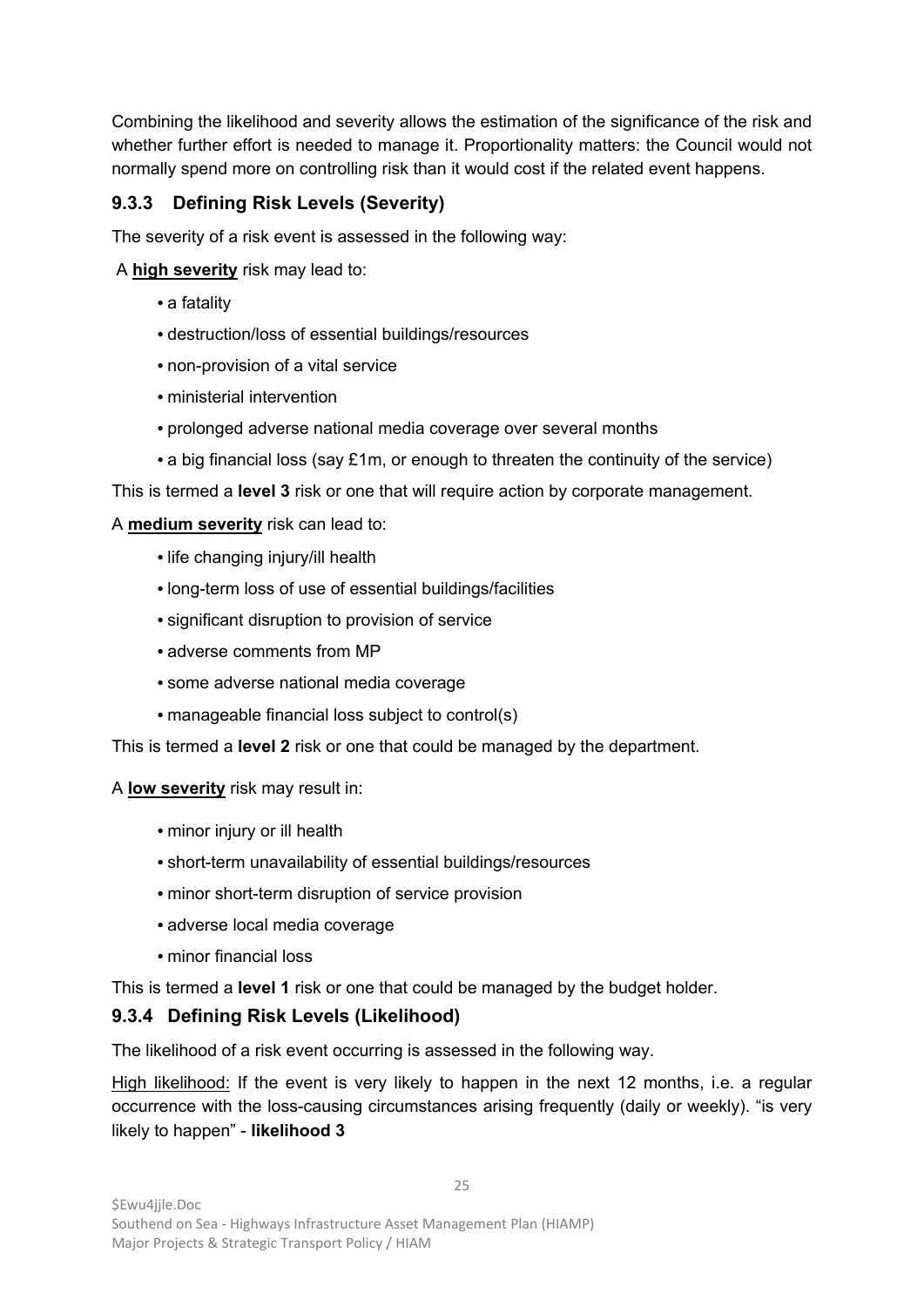Combining the likelihood and severity allows the estimation of the significance of the risk and whether further effort is needed to manage it. Proportionality matters: the Council would not normally spend more on controlling risk than it would cost if the related event happens.

### 9.3.3 Defining Risk Levels (Severity)

The severity of a risk event is assessed in the following way:

A **high severity** risk may lead to:

- a fatality
- destruction/loss of essential buildings/resources
- non-provision of a vital service
- ministerial intervention
- prolonged adverse national media coverage over several months
- a big financial loss (say £1m, or enough to threaten the continuity of the service)

This is termed a **level 3** risk or one that will require action by corporate management.

A **medium severity** risk can lead to:

- life changing injury/ill health
- long-term loss of use of essential buildings/facilities
- significant disruption to provision of service
- adverse comments from MP
- some adverse national media coverage
- manageable financial loss subject to control(s)

This is termed a **level 2** risk or one that could be managed by the department.

A **low severity** risk may result in:

- minor injury or ill health
- short-term unavailability of essential buildings/resources
- minor short-term disruption of service provision
- adverse local media coverage
- minor financial loss

This is termed a **level 1** risk or one that could be managed by the budget holder.

### 9.3.4 Defining Risk Levels (Likelihood)

The likelihood of a risk event occurring is assessed in the following way.

High likelihood: If the event is very likely to happen in the next 12 months, i.e. a regular occurrence with the loss-causing circumstances arising frequently (daily or weekly). "is very likely to happen" - **likelihood 3**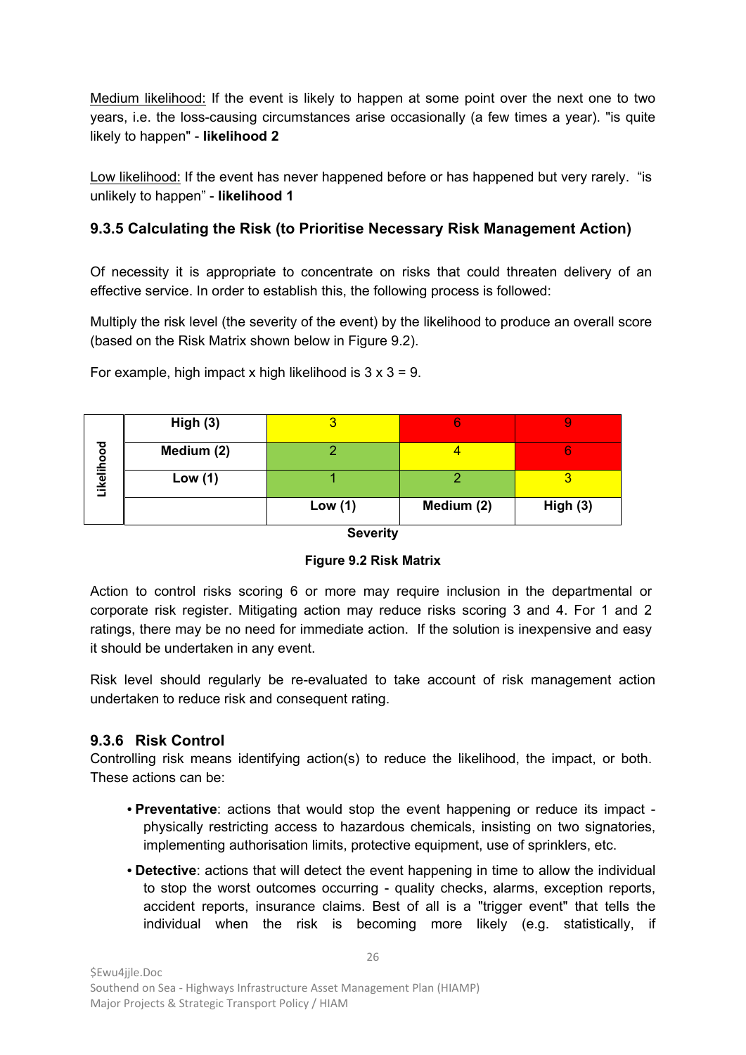Medium likelihood: If the event is likely to happen at some point over the next one to two years, i.e. the loss-causing circumstances arise occasionally (a few times a year). "is quite likely to happen" - **likelihood 2**

Low likelihood: If the event has never happened before or has happened but very rarely. "is unlikely to happen" - **likelihood 1**

### 9.3.5 Calculating the Risk (to Prioritise Necessary Risk Management Action)

Of necessity it is appropriate to concentrate on risks that could threaten delivery of an effective service. In order to establish this, the following process is followed:

Multiply the risk level (the severity of the event) by the likelihood to produce an overall score (based on the Risk Matrix shown below in Figure 9.2).

For example, high impact x high likelihood is 3 x 3 = 9.

| Likelihood | | Severity | | |
|---|---|---|---|---|
| | | **Low (1)** | **Medium (2)** | **High (3)** |
| | **High (3)** | 3 | 6 | 9 |
| | **Medium (2)** | 2 | 4 | 6 |
| | **Low (1)** | 1 | 2 | 3 |

**Figure 9.2 Risk Matrix**

Action to control risks scoring 6 or more may require inclusion in the departmental or corporate risk register. Mitigating action may reduce risks scoring 3 and 4. For 1 and 2 ratings, there may be no need for immediate action. If the solution is inexpensive and easy it should be undertaken in any event.

Risk level should regularly be re-evaluated to take account of risk management action undertaken to reduce risk and consequent rating.

### 9.3.6 Risk Control

Controlling risk means identifying action(s) to reduce the likelihood, the impact, or both. These actions can be:

- **Preventative**: actions that would stop the event happening or reduce its impact - physically restricting access to hazardous chemicals, insisting on two signatories, implementing authorisation limits, protective equipment, use of sprinklers, etc.
- **Detective**: actions that will detect the event happening in time to allow the individual to stop the worst outcomes occurring - quality checks, alarms, exception reports, accident reports, insurance claims. Best of all is a "trigger event" that tells the individual when the risk is becoming more likely (e.g. statistically, if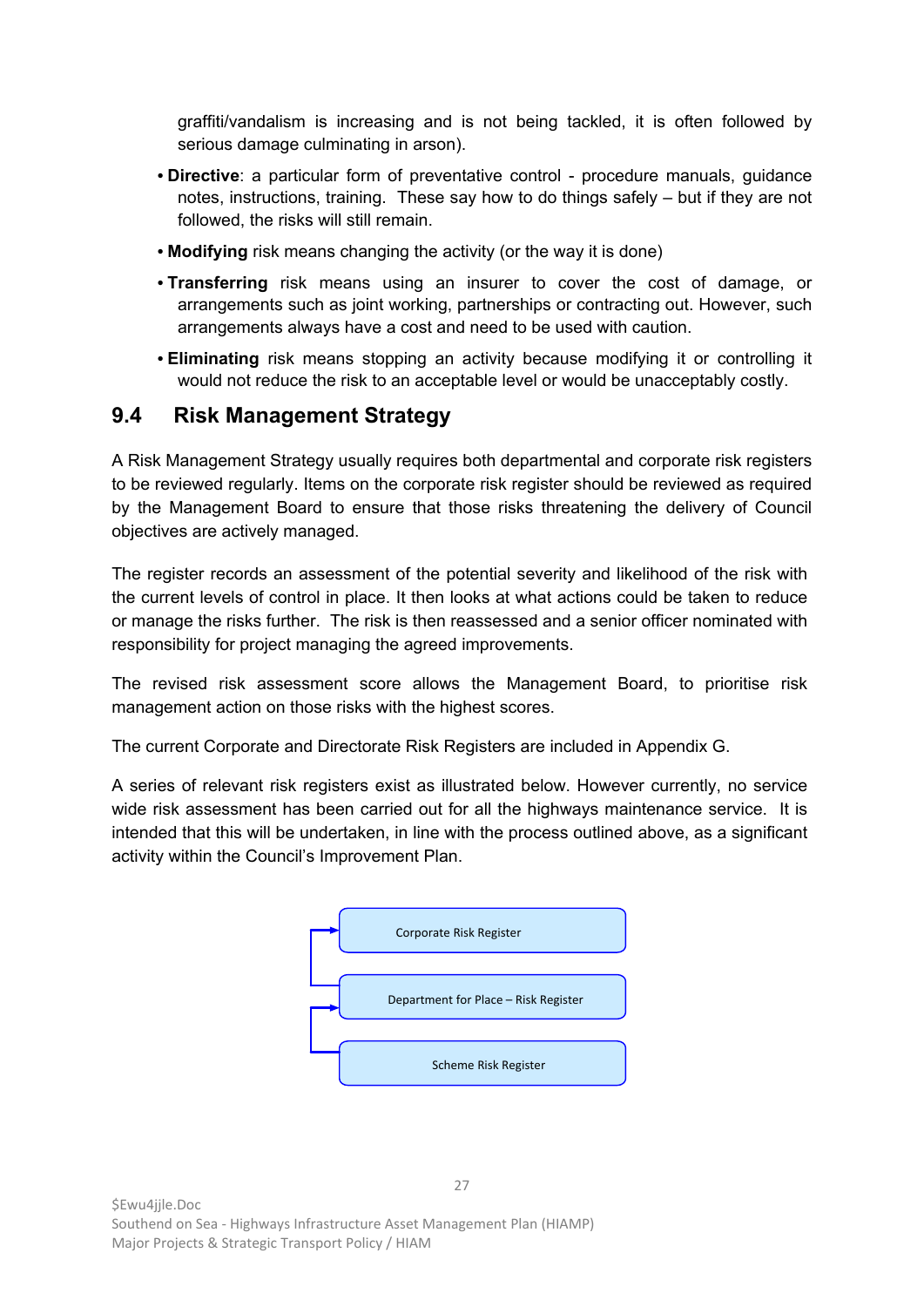graffiti/vandalism is increasing and is not being tackled, it is often followed by serious damage culminating in arson).

- **Directive**: a particular form of preventative control - procedure manuals, guidance notes, instructions, training. These say how to do things safely – but if they are not followed, the risks will still remain.
- **Modifying** risk means changing the activity (or the way it is done)
- **Transferring** risk means using an insurer to cover the cost of damage, or arrangements such as joint working, partnerships or contracting out. However, such arrangements always have a cost and need to be used with caution.
- **Eliminating** risk means stopping an activity because modifying it or controlling it would not reduce the risk to an acceptable level or would be unacceptably costly.

## 9.4 Risk Management Strategy

A Risk Management Strategy usually requires both departmental and corporate risk registers to be reviewed regularly. Items on the corporate risk register should be reviewed as required by the Management Board to ensure that those risks threatening the delivery of Council objectives are actively managed.

The register records an assessment of the potential severity and likelihood of the risk with the current levels of control in place. It then looks at what actions could be taken to reduce or manage the risks further. The risk is then reassessed and a senior officer nominated with responsibility for project managing the agreed improvements.

The revised risk assessment score allows the Management Board, to prioritise risk management action on those risks with the highest scores.

The current Corporate and Directorate Risk Registers are included in Appendix G.

A series of relevant risk registers exist as illustrated below. However currently, no service wide risk assessment has been carried out for all the highways maintenance service. It is intended that this will be undertaken, in line with the process outlined above, as a significant activity within the Council's Improvement Plan.

Corporate Risk Register

Department for Place – Risk Register

Scheme Risk Register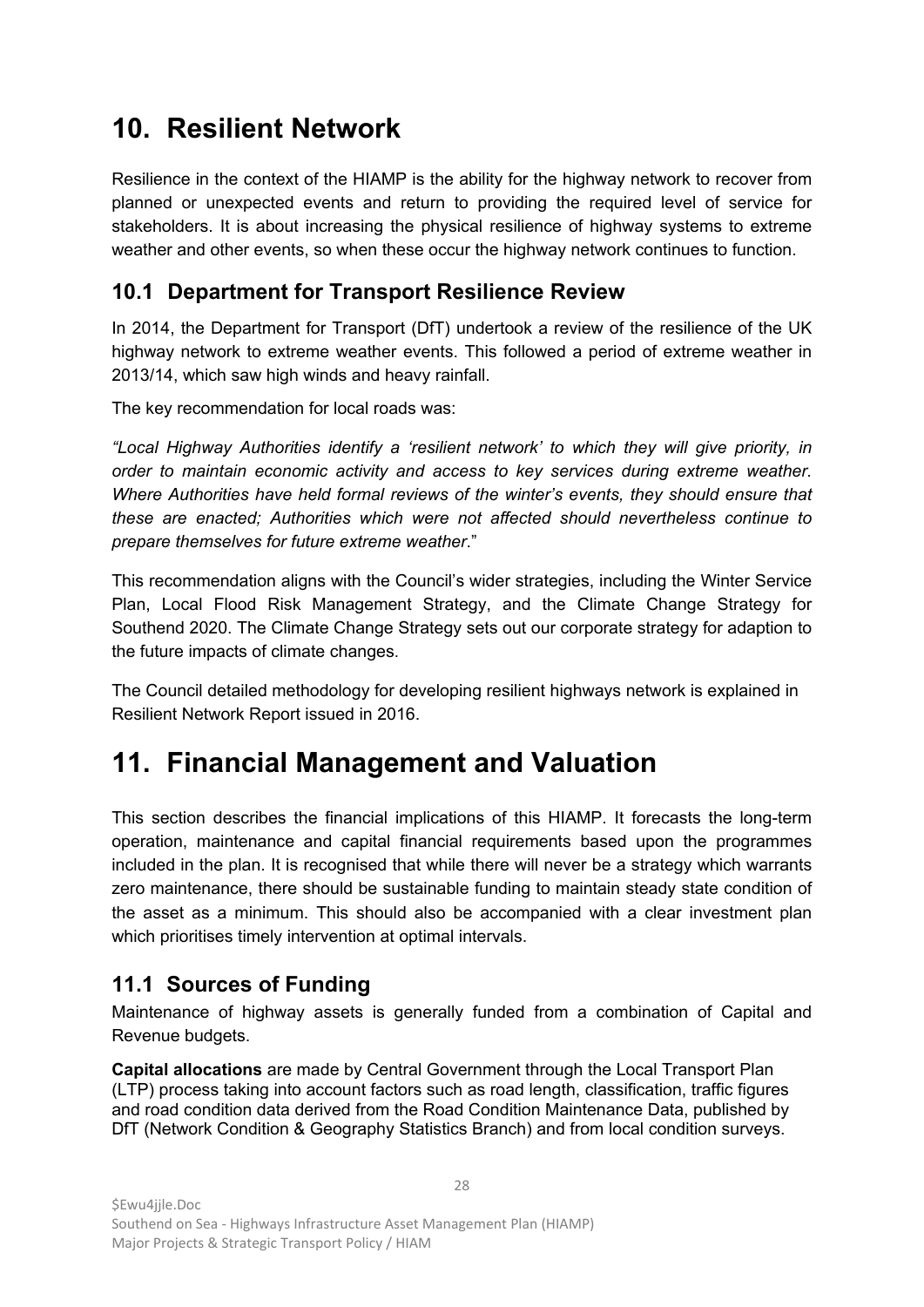# 10. Resilient Network

Resilience in the context of the HIAMP is the ability for the highway network to recover from planned or unexpected events and return to providing the required level of service for stakeholders. It is about increasing the physical resilience of highway systems to extreme weather and other events, so when these occur the highway network continues to function.

## 10.1 Department for Transport Resilience Review

In 2014, the Department for Transport (DfT) undertook a review of the resilience of the UK highway network to extreme weather events. This followed a period of extreme weather in 2013/14, which saw high winds and heavy rainfall.

The key recommendation for local roads was:

*"Local Highway Authorities identify a 'resilient network' to which they will give priority, in order to maintain economic activity and access to key services during extreme weather. Where Authorities have held formal reviews of the winter's events, they should ensure that these are enacted; Authorities which were not affected should nevertheless continue to prepare themselves for future extreme weather*."

This recommendation aligns with the Council's wider strategies, including the Winter Service Plan, Local Flood Risk Management Strategy, and the Climate Change Strategy for Southend 2020. The Climate Change Strategy sets out our corporate strategy for adaption to the future impacts of climate changes.

The Council detailed methodology for developing resilient highways network is explained in Resilient Network Report issued in 2016.

# 11. Financial Management and Valuation

This section describes the financial implications of this HIAMP. It forecasts the long-term operation, maintenance and capital financial requirements based upon the programmes included in the plan. It is recognised that while there will never be a strategy which warrants zero maintenance, there should be sustainable funding to maintain steady state condition of the asset as a minimum. This should also be accompanied with a clear investment plan which prioritises timely intervention at optimal intervals.

## 11.1 Sources of Funding

Maintenance of highway assets is generally funded from a combination of Capital and Revenue budgets.

**Capital allocations** are made by Central Government through the Local Transport Plan (LTP) process taking into account factors such as road length, classification, traffic figures and road condition data derived from the Road Condition Maintenance Data, published by DfT (Network Condition & Geography Statistics Branch) and from local condition surveys.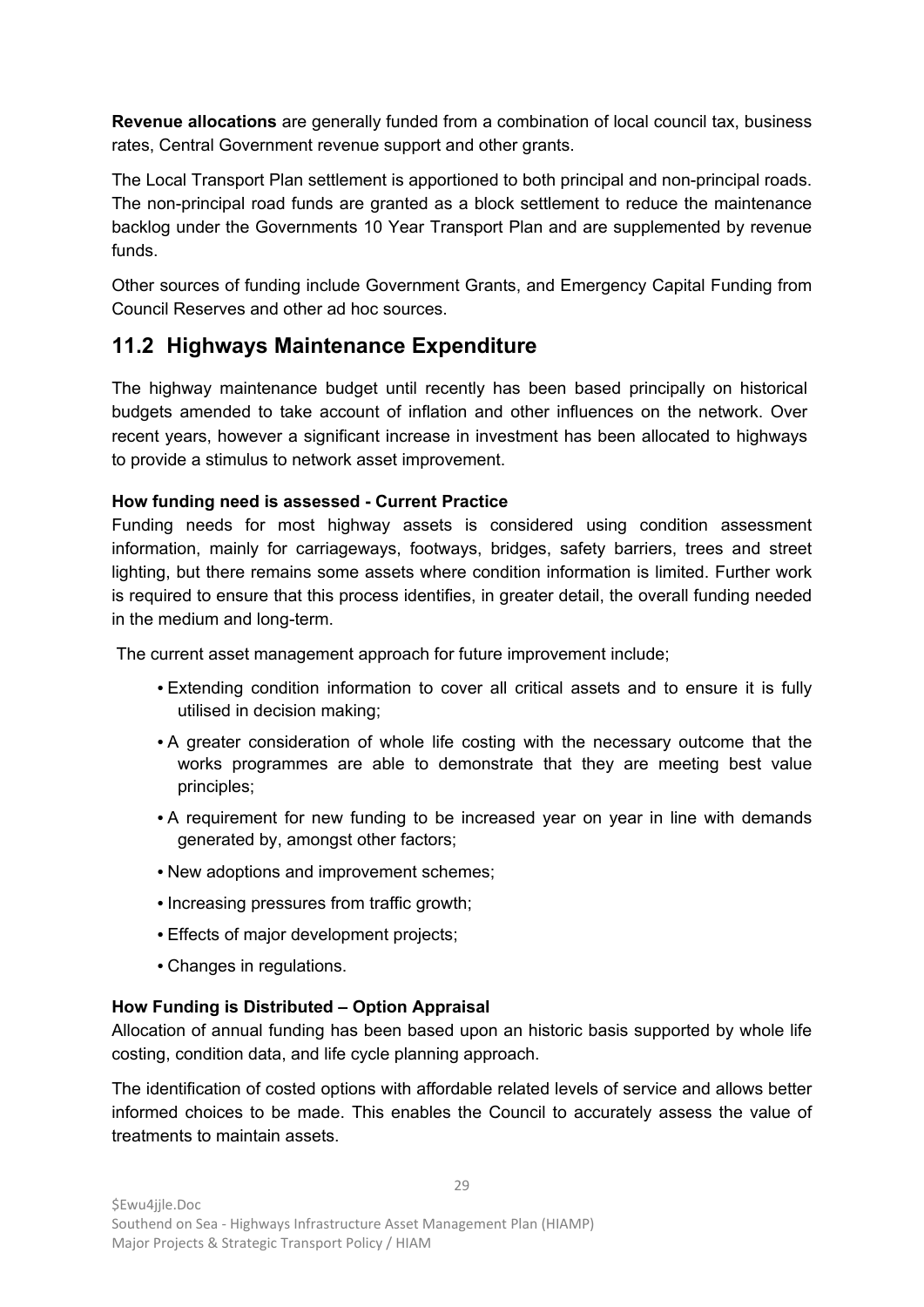**Revenue allocations** are generally funded from a combination of local council tax, business rates, Central Government revenue support and other grants.

The Local Transport Plan settlement is apportioned to both principal and non-principal roads. The non-principal road funds are granted as a block settlement to reduce the maintenance backlog under the Governments 10 Year Transport Plan and are supplemented by revenue funds.

Other sources of funding include Government Grants, and Emergency Capital Funding from Council Reserves and other ad hoc sources.

## 11.2 Highways Maintenance Expenditure

The highway maintenance budget until recently has been based principally on historical budgets amended to take account of inflation and other influences on the network. Over recent years, however a significant increase in investment has been allocated to highways to provide a stimulus to network asset improvement.

**How funding need is assessed - Current Practice**

Funding needs for most highway assets is considered using condition assessment information, mainly for carriageways, footways, bridges, safety barriers, trees and street lighting, but there remains some assets where condition information is limited. Further work is required to ensure that this process identifies, in greater detail, the overall funding needed in the medium and long-term.

The current asset management approach for future improvement include;

- Extending condition information to cover all critical assets and to ensure it is fully utilised in decision making;
- A greater consideration of whole life costing with the necessary outcome that the works programmes are able to demonstrate that they are meeting best value principles;
- A requirement for new funding to be increased year on year in line with demands generated by, amongst other factors;
- New adoptions and improvement schemes;
- Increasing pressures from traffic growth;
- Effects of major development projects;
- Changes in regulations.

**How Funding is Distributed – Option Appraisal**

Allocation of annual funding has been based upon an historic basis supported by whole life costing, condition data, and life cycle planning approach.

The identification of costed options with affordable related levels of service and allows better informed choices to be made. This enables the Council to accurately assess the value of treatments to maintain assets.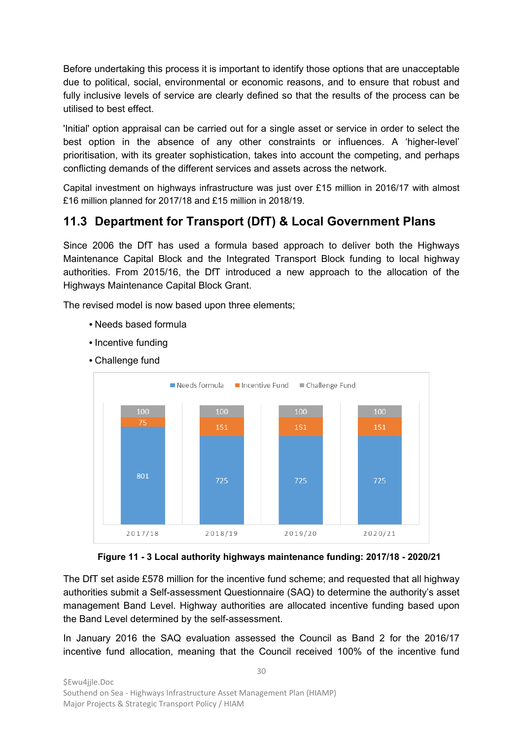Before undertaking this process it is important to identify those options that are unacceptable due to political, social, environmental or economic reasons, and to ensure that robust and fully inclusive levels of service are clearly defined so that the results of the process can be utilised to best effect.

'Initial' option appraisal can be carried out for a single asset or service in order to select the best option in the absence of any other constraints or influences. A 'higher-level' prioritisation, with its greater sophistication, takes into account the competing, and perhaps conflicting demands of the different services and assets across the network.

Capital investment on highways infrastructure was just over £15 million in 2016/17 with almost £16 million planned for 2017/18 and £15 million in 2018/19.

## 11.3 Department for Transport (DfT) & Local Government Plans

Since 2006 the DfT has used a formula based approach to deliver both the Highways Maintenance Capital Block and the Integrated Transport Block funding to local highway authorities. From 2015/16, the DfT introduced a new approach to the allocation of the Highways Maintenance Capital Block Grant.

The revised model is now based upon three elements;

- Needs based formula
- Incentive funding
- Challenge fund

| | Needs formula | Incentive Fund | Challenge Fund |
|---|---|---|---|
| 2017/18 | 801 | 75 | 100 |
| 2018/19 | 725 | 151 | 100 |
| 2019/20 | 725 | 151 | 100 |
| 2020/21 | 725 | 151 | 100 |

**Figure 11 - 3 Local authority highways maintenance funding: 2017/18 - 2020/21**

The DfT set aside £578 million for the incentive fund scheme; and requested that all highway authorities submit a Self-assessment Questionnaire (SAQ) to determine the authority's asset management Band Level. Highway authorities are allocated incentive funding based upon the Band Level determined by the self-assessment.

In January 2016 the SAQ evaluation assessed the Council as Band 2 for the 2016/17 incentive fund allocation, meaning that the Council received 100% of the incentive fund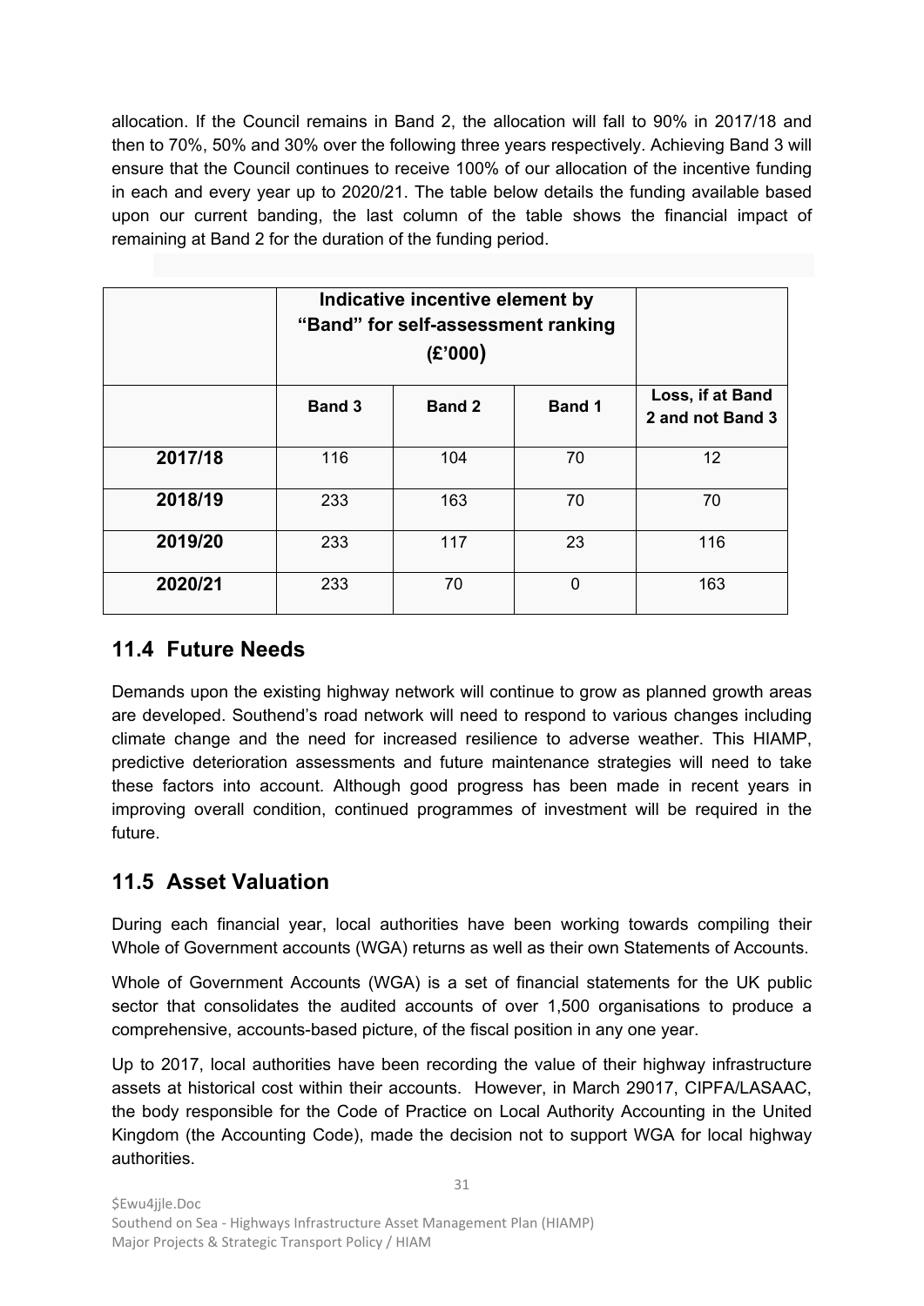allocation. If the Council remains in Band 2, the allocation will fall to 90% in 2017/18 and then to 70%, 50% and 30% over the following three years respectively. Achieving Band 3 will ensure that the Council continues to receive 100% of our allocation of the incentive funding in each and every year up to 2020/21. The table below details the funding available based upon our current banding, the last column of the table shows the financial impact of remaining at Band 2 for the duration of the funding period.

| | Indicative incentive element by "Band" for self-assessment ranking (£'000) | | | |
|---|---|---|---|---|
| | **Band 3** | **Band 2** | **Band 1** | **Loss, if at Band 2 and not Band 3** |
| **2017/18** | 116 | 104 | 70 | 12 |
| **2018/19** | 233 | 163 | 70 | 70 |
| **2019/20** | 233 | 117 | 23 | 116 |
| **2020/21** | 233 | 70 | 0 | 163 |

## 11.4 Future Needs

Demands upon the existing highway network will continue to grow as planned growth areas are developed. Southend's road network will need to respond to various changes including climate change and the need for increased resilience to adverse weather. This HIAMP, predictive deterioration assessments and future maintenance strategies will need to take these factors into account. Although good progress has been made in recent years in improving overall condition, continued programmes of investment will be required in the future.

## 11.5 Asset Valuation

During each financial year, local authorities have been working towards compiling their Whole of Government accounts (WGA) returns as well as their own Statements of Accounts.

Whole of Government Accounts (WGA) is a set of financial statements for the UK public sector that consolidates the audited accounts of over 1,500 organisations to produce a comprehensive, accounts-based picture, of the fiscal position in any one year.

Up to 2017, local authorities have been recording the value of their highway infrastructure assets at historical cost within their accounts. However, in March 29017, CIPFA/LASAAC, the body responsible for the Code of Practice on Local Authority Accounting in the United Kingdom (the Accounting Code), made the decision not to support WGA for local highway authorities.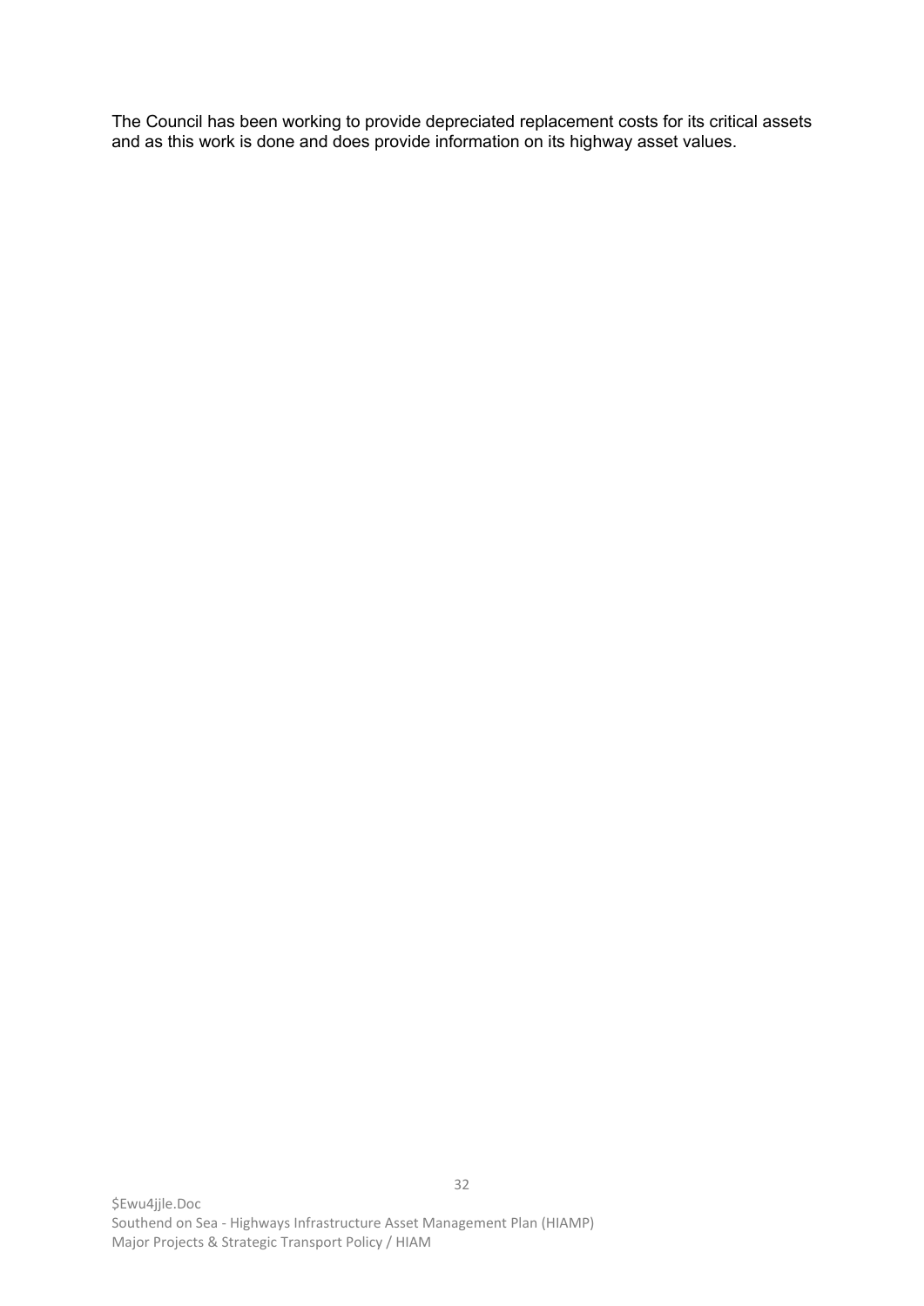The Council has been working to provide depreciated replacement costs for its critical assets and as this work is done and does provide information on its highway asset values.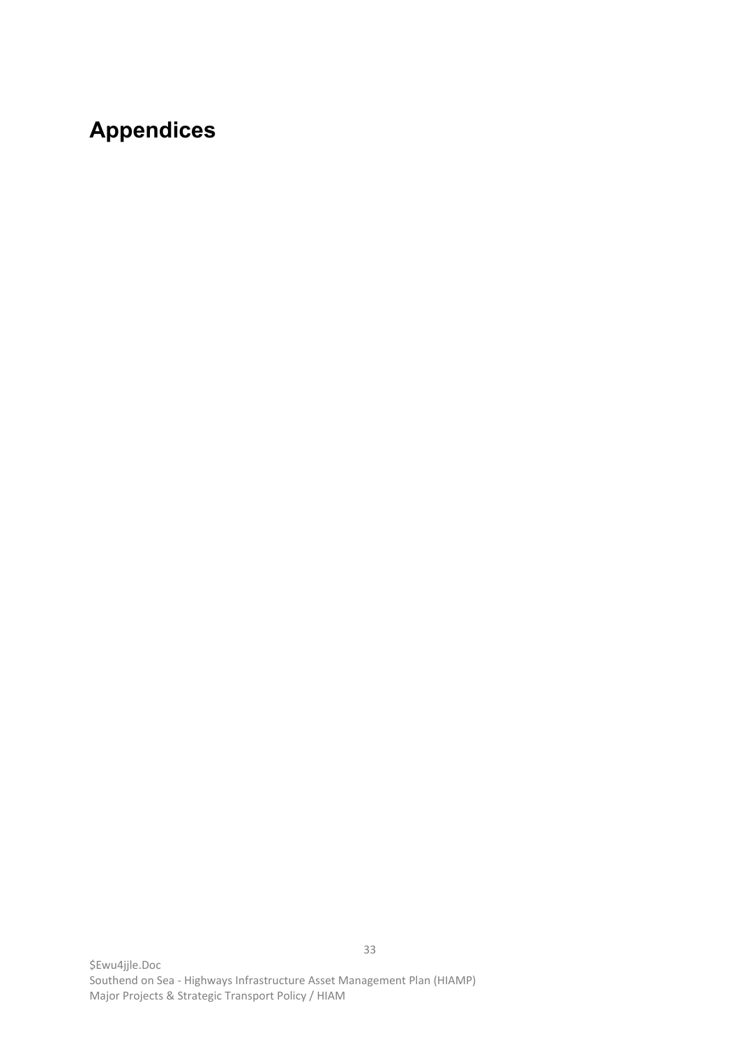# Appendices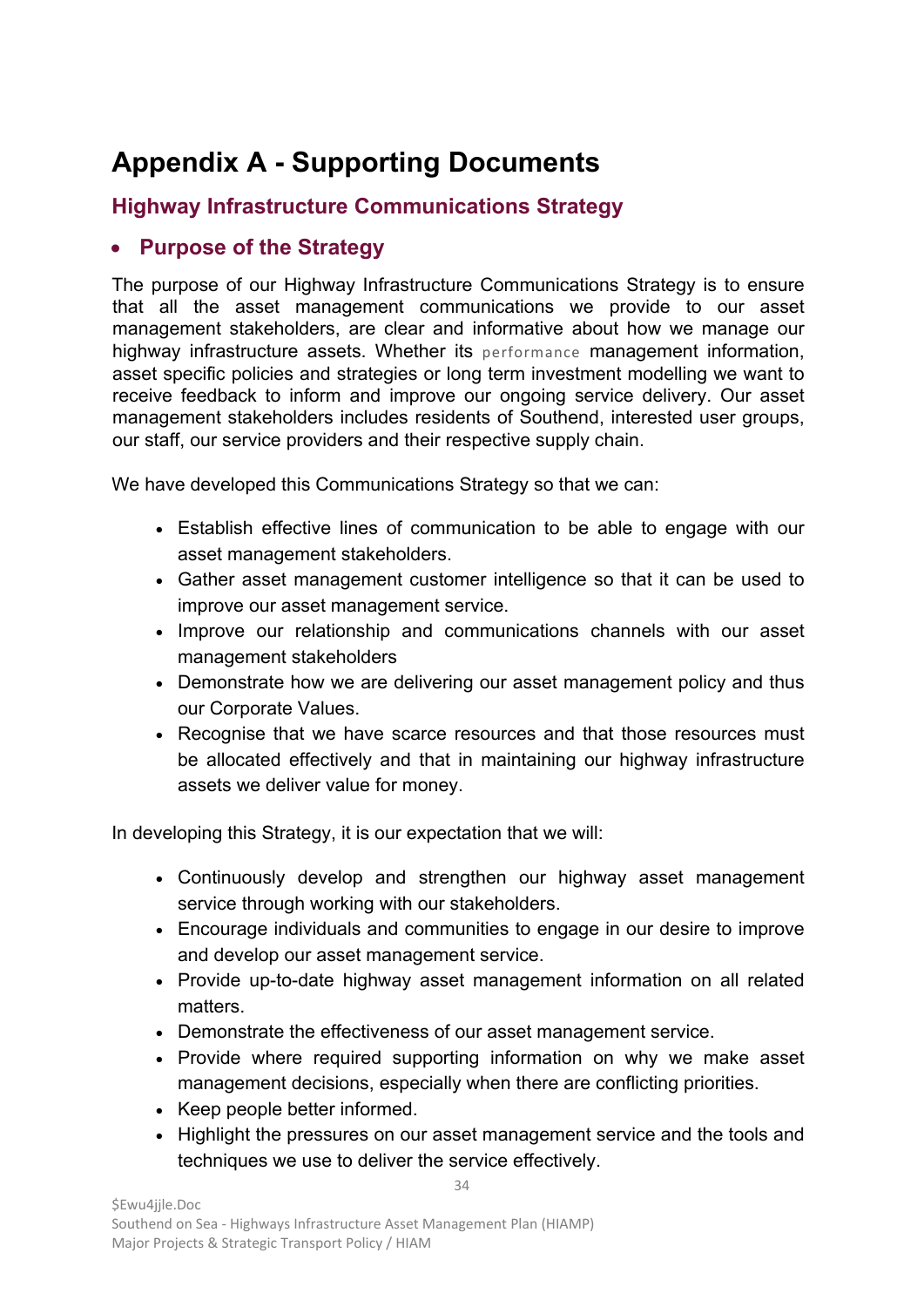# Appendix A - Supporting Documents

## Highway Infrastructure Communications Strategy

### • Purpose of the Strategy

The purpose of our Highway Infrastructure Communications Strategy is to ensure that all the asset management communications we provide to our asset management stakeholders, are clear and informative about how we manage our highway infrastructure assets. Whether its performance management information, asset specific policies and strategies or long term investment modelling we want to receive feedback to inform and improve our ongoing service delivery. Our asset management stakeholders includes residents of Southend, interested user groups, our staff, our service providers and their respective supply chain.

We have developed this Communications Strategy so that we can:

- Establish effective lines of communication to be able to engage with our asset management stakeholders.
- Gather asset management customer intelligence so that it can be used to improve our asset management service.
- Improve our relationship and communications channels with our asset management stakeholders
- Demonstrate how we are delivering our asset management policy and thus our Corporate Values.
- Recognise that we have scarce resources and that those resources must be allocated effectively and that in maintaining our highway infrastructure assets we deliver value for money.

In developing this Strategy, it is our expectation that we will:

- Continuously develop and strengthen our highway asset management service through working with our stakeholders.
- Encourage individuals and communities to engage in our desire to improve and develop our asset management service.
- Provide up-to-date highway asset management information on all related matters.
- Demonstrate the effectiveness of our asset management service.
- Provide where required supporting information on why we make asset management decisions, especially when there are conflicting priorities.
- Keep people better informed.
- Highlight the pressures on our asset management service and the tools and techniques we use to deliver the service effectively.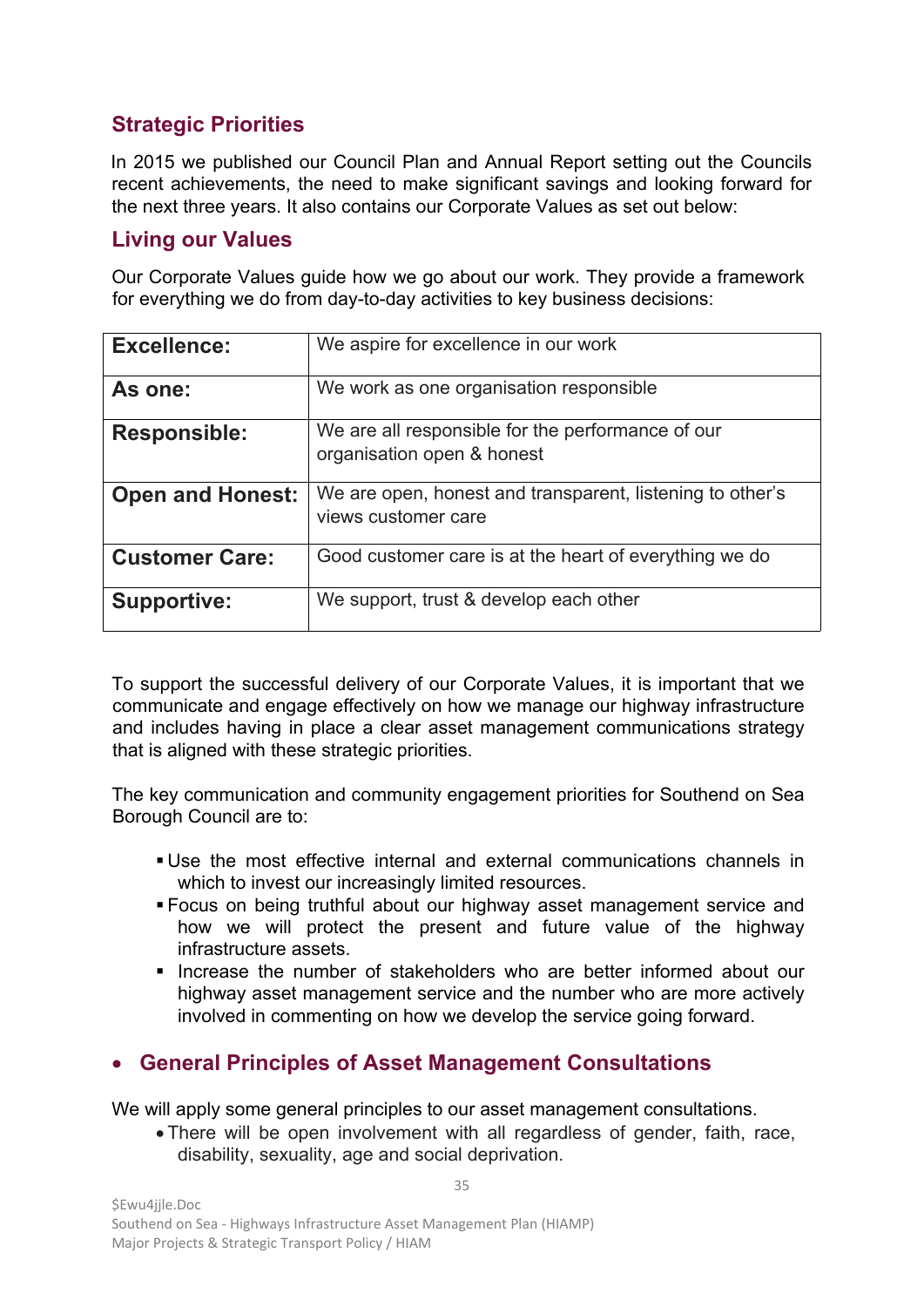## Strategic Priorities

In 2015 we published our Council Plan and Annual Report setting out the Councils recent achievements, the need to make significant savings and looking forward for the next three years. It also contains our Corporate Values as set out below:

## Living our Values

Our Corporate Values guide how we go about our work. They provide a framework for everything we do from day-to-day activities to key business decisions:

| | |
|---|---|
| **Excellence:** | We aspire for excellence in our work |
| **As one:** | We work as one organisation responsible |
| **Responsible:** | We are all responsible for the performance of our organisation open & honest |
| **Open and Honest:** | We are open, honest and transparent, listening to other's views customer care |
| **Customer Care:** | Good customer care is at the heart of everything we do |
| **Supportive:** | We support, trust & develop each other |

To support the successful delivery of our Corporate Values, it is important that we communicate and engage effectively on how we manage our highway infrastructure and includes having in place a clear asset management communications strategy that is aligned with these strategic priorities.

The key communication and community engagement priorities for Southend on Sea Borough Council are to:

- Use the most effective internal and external communications channels in which to invest our increasingly limited resources.
- Focus on being truthful about our highway asset management service and how we will protect the present and future value of the highway infrastructure assets.
- Increase the number of stakeholders who are better informed about our highway asset management service and the number who are more actively involved in commenting on how we develop the service going forward.

## General Principles of Asset Management Consultations

We will apply some general principles to our asset management consultations.

- There will be open involvement with all regardless of gender, faith, race, disability, sexuality, age and social deprivation.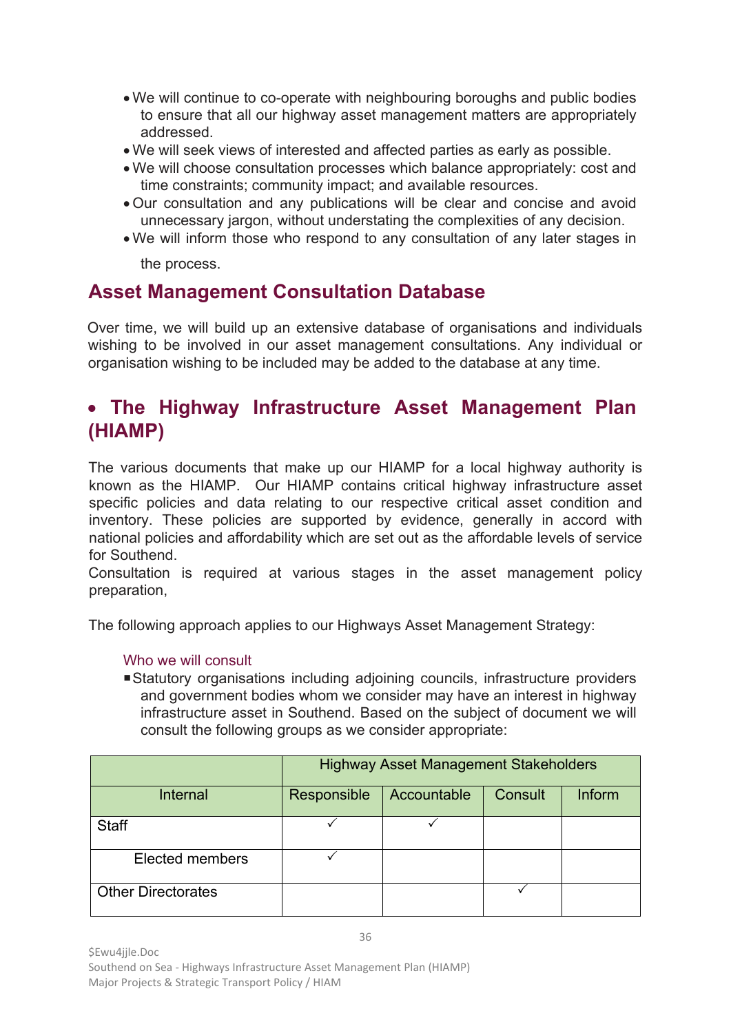- We will continue to co-operate with neighbouring boroughs and public bodies to ensure that all our highway asset management matters are appropriately addressed.
- We will seek views of interested and affected parties as early as possible.
- We will choose consultation processes which balance appropriately: cost and time constraints; community impact; and available resources.
- Our consultation and any publications will be clear and concise and avoid unnecessary jargon, without understating the complexities of any decision.
- We will inform those who respond to any consultation of any later stages in the process.

## Asset Management Consultation Database

Over time, we will build up an extensive database of organisations and individuals wishing to be involved in our asset management consultations. Any individual or organisation wishing to be included may be added to the database at any time.

## • The Highway Infrastructure Asset Management Plan (HIAMP)

The various documents that make up our HIAMP for a local highway authority is known as the HIAMP. Our HIAMP contains critical highway infrastructure asset specific policies and data relating to our respective critical asset condition and inventory. These policies are supported by evidence, generally in accord with national policies and affordability which are set out as the affordable levels of service for Southend.
Consultation is required at various stages in the asset management policy preparation,

The following approach applies to our Highways Asset Management Strategy:

Who we will consult

- Statutory organisations including adjoining councils, infrastructure providers and government bodies whom we consider may have an interest in highway infrastructure asset in Southend. Based on the subject of document we will consult the following groups as we consider appropriate:

| | Highway Asset Management Stakeholders | | | |
|---|---|---|---|---|
| Internal | Responsible | Accountable | Consult | Inform |
| Staff | ✓ | ✓ | | |
| Elected members | ✓ | | | |
| Other Directorates | | | ✓ | |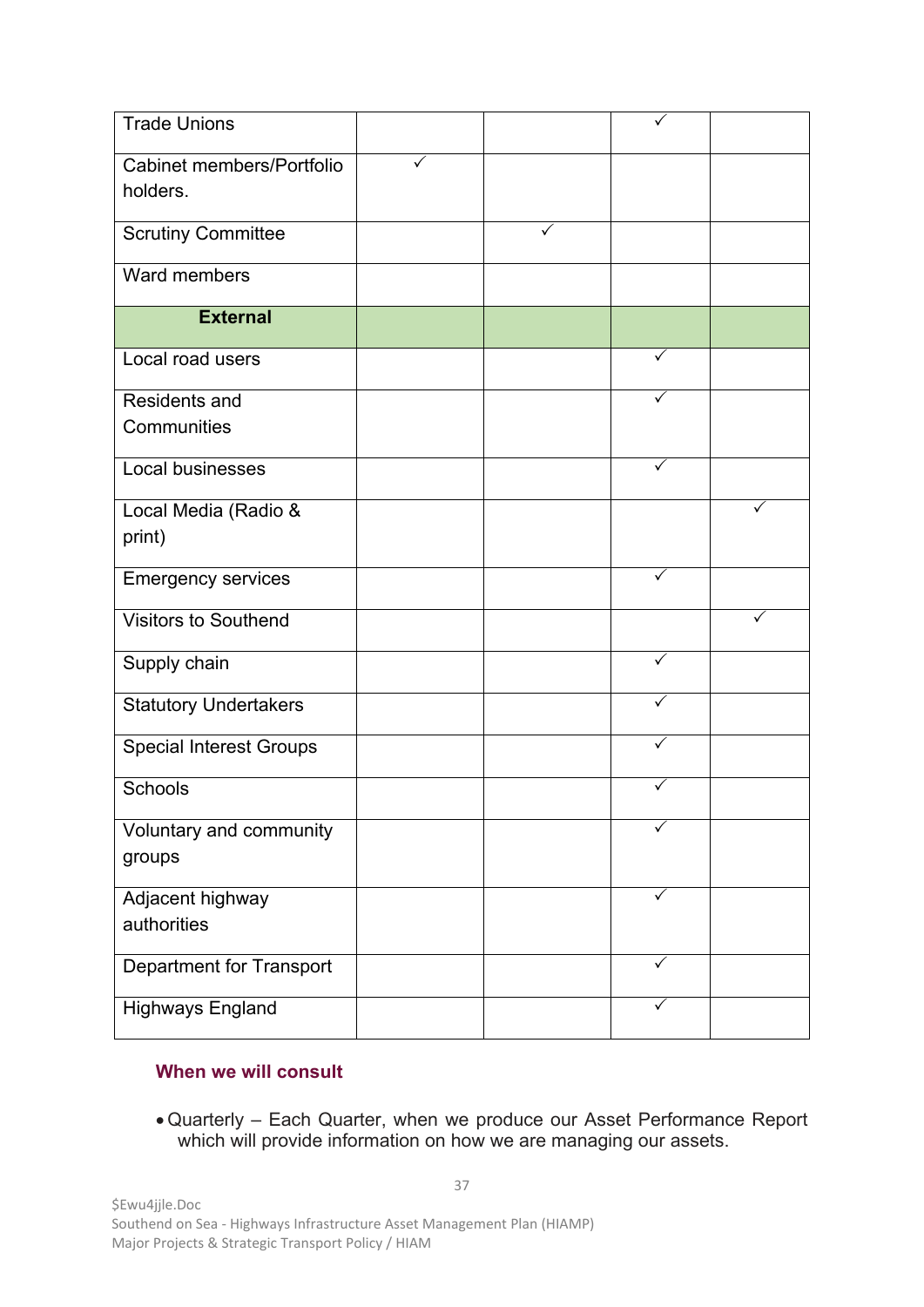| Trade Unions | | | ✓ | |
|---|---|---|---|---|
| Cabinet members/Portfolio holders. | ✓ | | | |
| Scrutiny Committee | | ✓ | | |
| Ward members | | | | |
| **External** | | | | |
| Local road users | | | ✓ | |
| Residents and Communities | | | ✓ | |
| Local businesses | | | ✓ | |
| Local Media (Radio & print) | | | | ✓ |
| Emergency services | | | ✓ | |
| Visitors to Southend | | | | ✓ |
| Supply chain | | | ✓ | |
| Statutory Undertakers | | | ✓ | |
| Special Interest Groups | | | ✓ | |
| Schools | | | ✓ | |
| Voluntary and community groups | | | ✓ | |
| Adjacent highway authorities | | | ✓ | |
| Department for Transport | | | ✓ | |
| Highways England | | | ✓ | |

### When we will consult

- Quarterly – Each Quarter, when we produce our Asset Performance Report which will provide information on how we are managing our assets.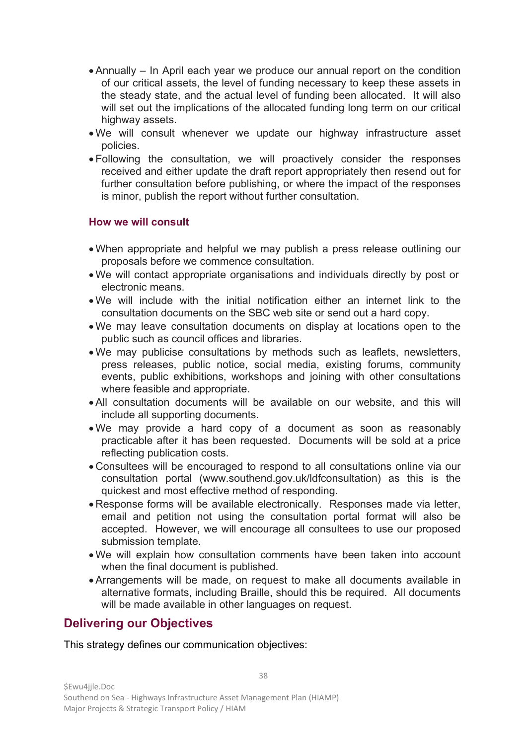- Annually – In April each year we produce our annual report on the condition of our critical assets, the level of funding necessary to keep these assets in the steady state, and the actual level of funding been allocated. It will also will set out the implications of the allocated funding long term on our critical highway assets.
- We will consult whenever we update our highway infrastructure asset policies.
- Following the consultation, we will proactively consider the responses received and either update the draft report appropriately then resend out for further consultation before publishing, or where the impact of the responses is minor, publish the report without further consultation.

### How we will consult

- When appropriate and helpful we may publish a press release outlining our proposals before we commence consultation.
- We will contact appropriate organisations and individuals directly by post or electronic means.
- We will include with the initial notification either an internet link to the consultation documents on the SBC web site or send out a hard copy.
- We may leave consultation documents on display at locations open to the public such as council offices and libraries.
- We may publicise consultations by methods such as leaflets, newsletters, press releases, public notice, social media, existing forums, community events, public exhibitions, workshops and joining with other consultations where feasible and appropriate.
- All consultation documents will be available on our website, and this will include all supporting documents.
- We may provide a hard copy of a document as soon as reasonably practicable after it has been requested. Documents will be sold at a price reflecting publication costs.
- Consultees will be encouraged to respond to all consultations online via our consultation portal (www.southend.gov.uk/ldfconsultation) as this is the quickest and most effective method of responding.
- Response forms will be available electronically. Responses made via letter, email and petition not using the consultation portal format will also be accepted. However, we will encourage all consultees to use our proposed submission template.
- We will explain how consultation comments have been taken into account when the final document is published.
- Arrangements will be made, on request to make all documents available in alternative formats, including Braille, should this be required. All documents will be made available in other languages on request.

## Delivering our Objectives

This strategy defines our communication objectives: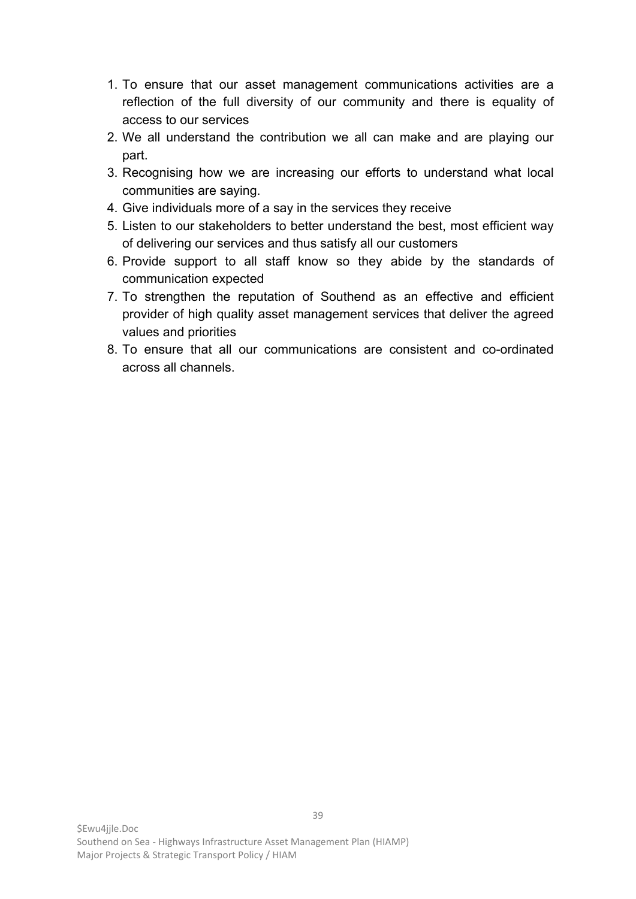1. To ensure that our asset management communications activities are a reflection of the full diversity of our community and there is equality of access to our services
2. We all understand the contribution we all can make and are playing our part.
3. Recognising how we are increasing our efforts to understand what local communities are saying.
4. Give individuals more of a say in the services they receive
5. Listen to our stakeholders to better understand the best, most efficient way of delivering our services and thus satisfy all our customers
6. Provide support to all staff know so they abide by the standards of communication expected
7. To strengthen the reputation of Southend as an effective and efficient provider of high quality asset management services that deliver the agreed values and priorities
8. To ensure that all our communications are consistent and co-ordinated across all channels.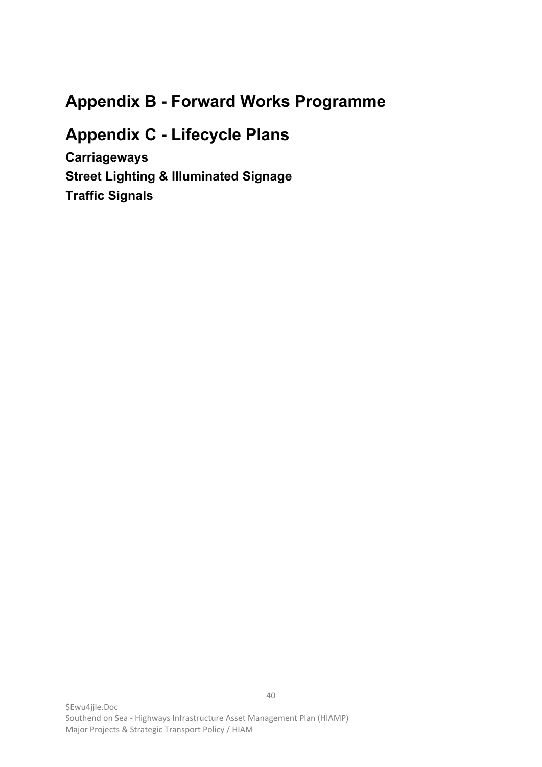# Appendix B - Forward Works Programme

# Appendix C - Lifecycle Plans

### Carriageways

### Street Lighting & Illuminated Signage

### Traffic Signals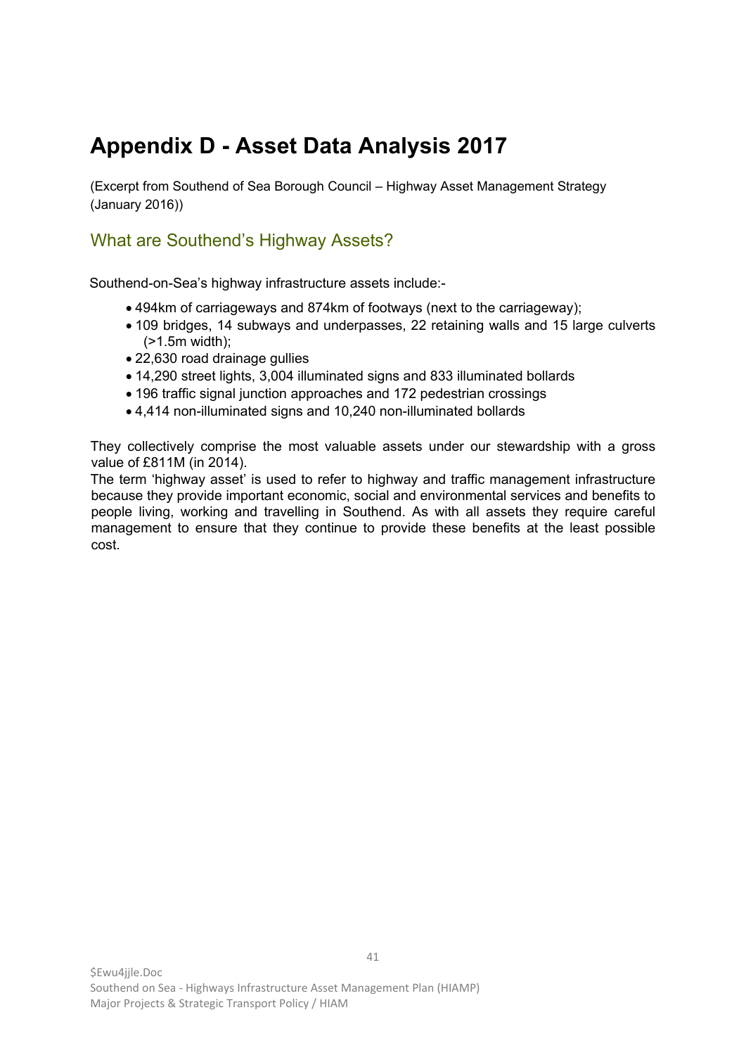# Appendix D - Asset Data Analysis 2017

(Excerpt from Southend of Sea Borough Council – Highway Asset Management Strategy (January 2016))

## What are Southend's Highway Assets?

Southend-on-Sea's highway infrastructure assets include:-

- 494km of carriageways and 874km of footways (next to the carriageway);
- 109 bridges, 14 subways and underpasses, 22 retaining walls and 15 large culverts (>1.5m width);
- 22,630 road drainage gullies
- 14,290 street lights, 3,004 illuminated signs and 833 illuminated bollards
- 196 traffic signal junction approaches and 172 pedestrian crossings
- 4,414 non-illuminated signs and 10,240 non-illuminated bollards

They collectively comprise the most valuable assets under our stewardship with a gross value of £811M (in 2014).

The term 'highway asset' is used to refer to highway and traffic management infrastructure because they provide important economic, social and environmental services and benefits to people living, working and travelling in Southend. As with all assets they require careful management to ensure that they continue to provide these benefits at the least possible cost.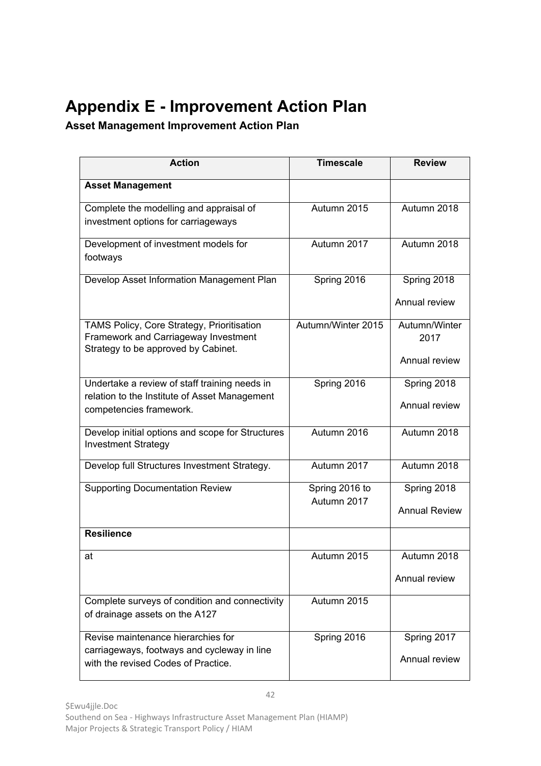# Appendix E - Improvement Action Plan

**Asset Management Improvement Action Plan**

| Action | Timescale | Review |
|---|---|---|
| **Asset Management** | | |
| Complete the modelling and appraisal of investment options for carriageways | Autumn 2015 | Autumn 2018 |
| Development of investment models for footways | Autumn 2017 | Autumn 2018 |
| Develop Asset Information Management Plan | Spring 2016 | Spring 2018<br>Annual review |
| TAMS Policy, Core Strategy, Prioritisation Framework and Carriageway Investment Strategy to be approved by Cabinet. | Autumn/Winter 2015 | Autumn/Winter 2017<br>Annual review |
| Undertake a review of staff training needs in relation to the Institute of Asset Management competencies framework. | Spring 2016 | Spring 2018<br>Annual review |
| Develop initial options and scope for Structures Investment Strategy | Autumn 2016 | Autumn 2018 |
| Develop full Structures Investment Strategy. | Autumn 2017 | Autumn 2018 |
| Supporting Documentation Review | Spring 2016 to Autumn 2017 | Spring 2018<br>Annual Review |
| **Resilience** | | |
| at | Autumn 2015 | Autumn 2018<br>Annual review |
| Complete surveys of condition and connectivity of drainage assets on the A127 | Autumn 2015 | |
| Revise maintenance hierarchies for carriageways, footways and cycleway in line with the revised Codes of Practice. | Spring 2016 | Spring 2017<br>Annual review |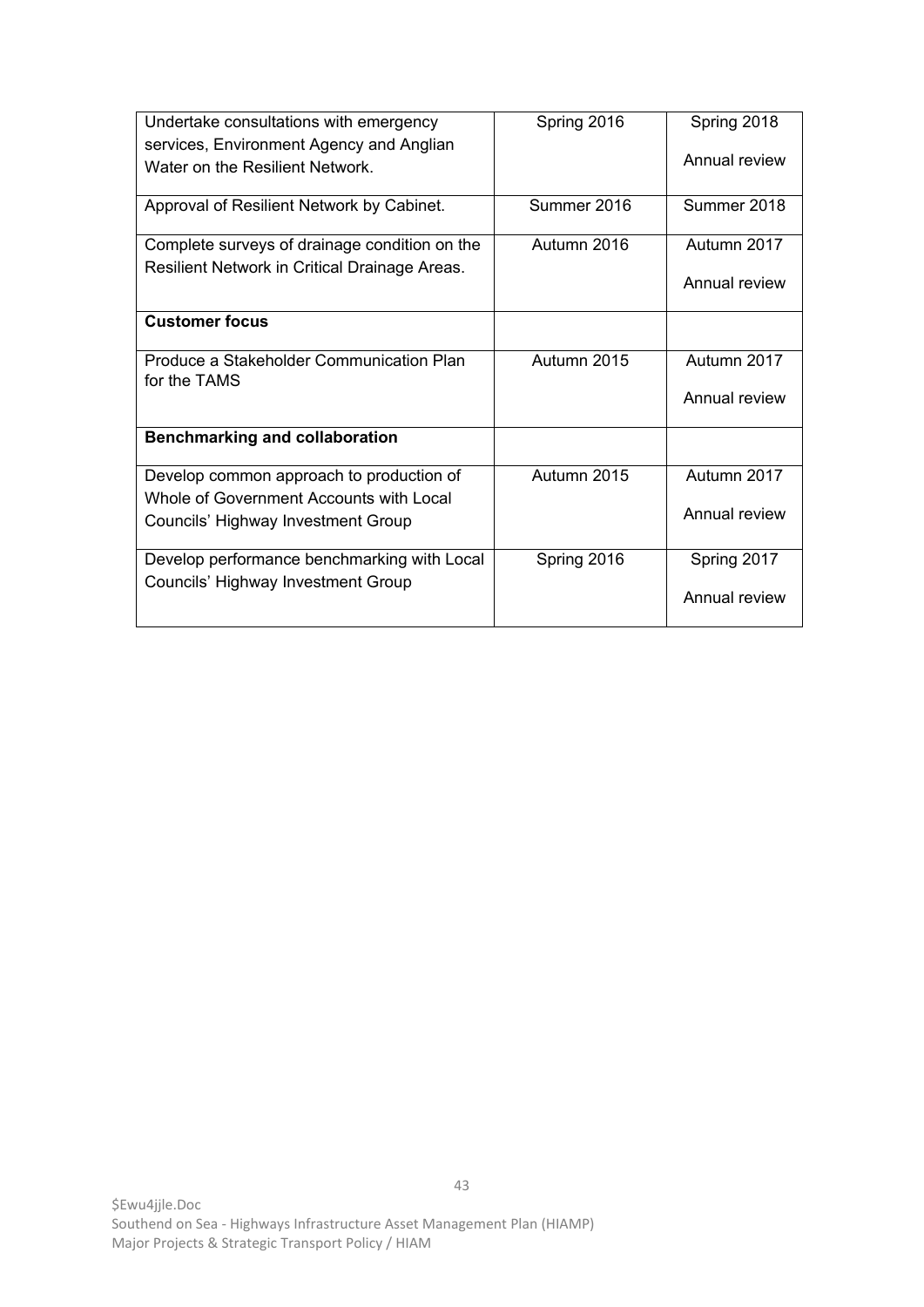| | | |
|---|---|---|
| Undertake consultations with emergency services, Environment Agency and Anglian Water on the Resilient Network. | Spring 2016 | Spring 2018<br><br>Annual review |
| Approval of Resilient Network by Cabinet. | Summer 2016 | Summer 2018 |
| Complete surveys of drainage condition on the Resilient Network in Critical Drainage Areas. | Autumn 2016 | Autumn 2017<br><br>Annual review |
| **Customer focus** | | |
| Produce a Stakeholder Communication Plan for the TAMS | Autumn 2015 | Autumn 2017<br><br>Annual review |
| **Benchmarking and collaboration** | | |
| Develop common approach to production of Whole of Government Accounts with Local Councils' Highway Investment Group | Autumn 2015 | Autumn 2017<br><br>Annual review |
| Develop performance benchmarking with Local Councils' Highway Investment Group | Spring 2016 | Spring 2017<br><br>Annual review |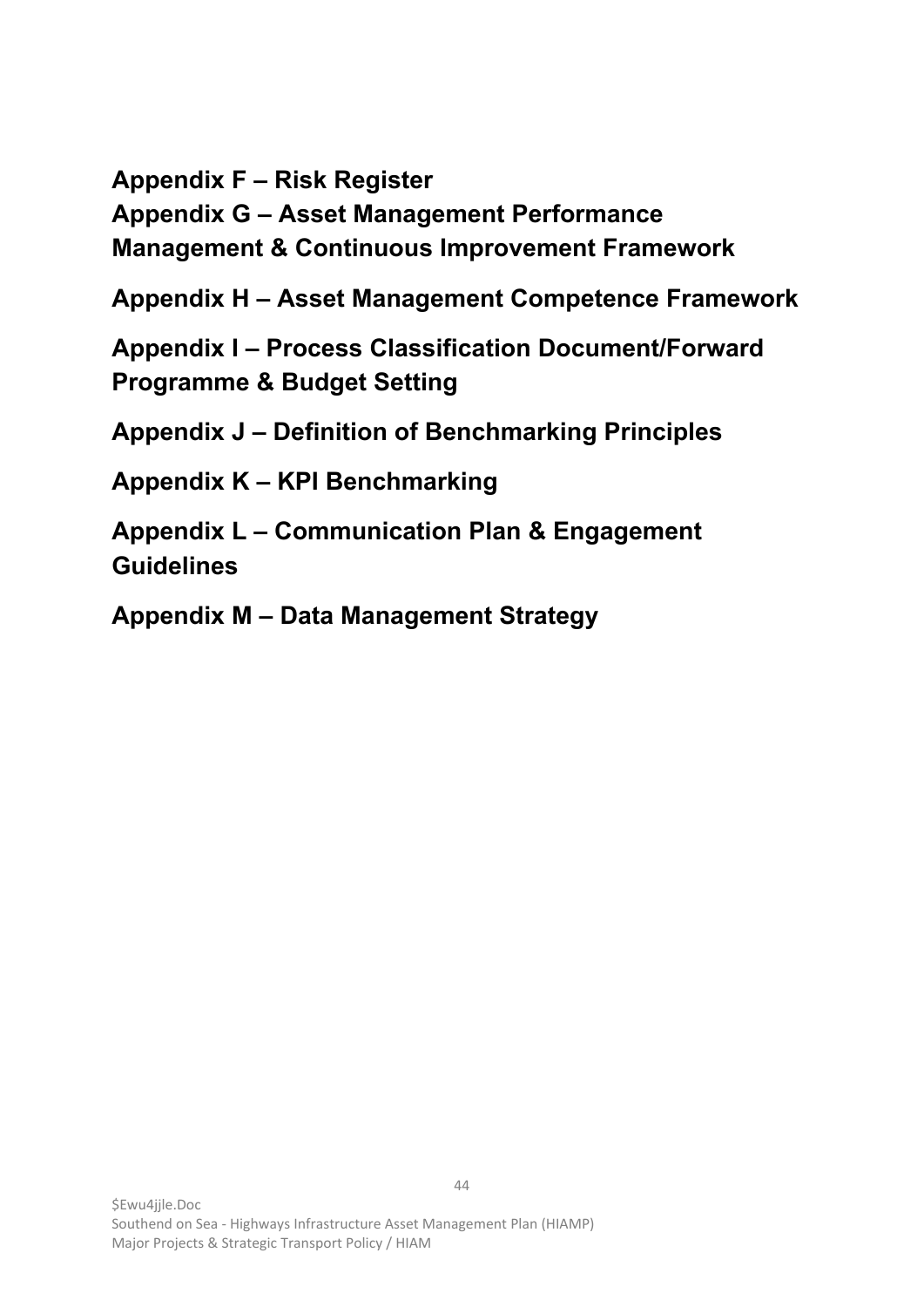**Appendix F – Risk Register**

**Appendix G – Asset Management Performance Management & Continuous Improvement Framework**

**Appendix H – Asset Management Competence Framework**

**Appendix I – Process Classification Document/Forward Programme & Budget Setting**

**Appendix J – Definition of Benchmarking Principles**

**Appendix K – KPI Benchmarking**

**Appendix L – Communication Plan & Engagement Guidelines**

**Appendix M – Data Management Strategy**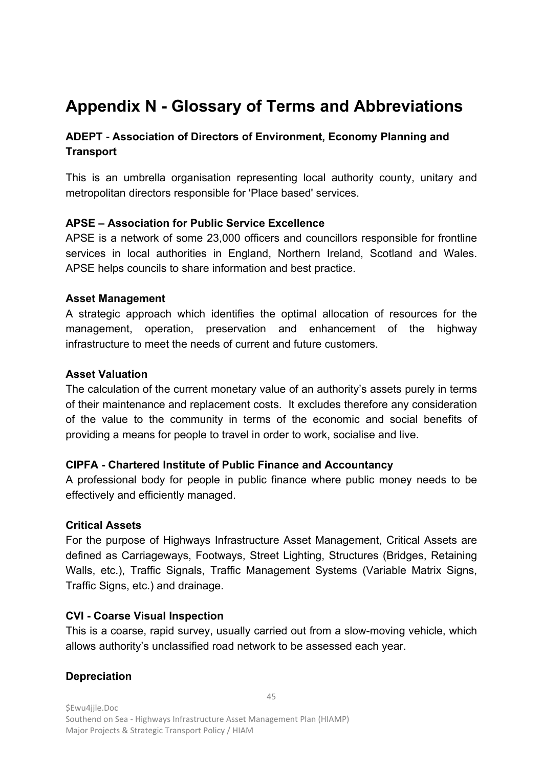# Appendix N - Glossary of Terms and Abbreviations

**ADEPT - Association of Directors of Environment, Economy Planning and Transport**

This is an umbrella organisation representing local authority county, unitary and metropolitan directors responsible for 'Place based' services.

**APSE – Association for Public Service Excellence**

APSE is a network of some 23,000 officers and councillors responsible for frontline services in local authorities in England, Northern Ireland, Scotland and Wales. APSE helps councils to share information and best practice.

**Asset Management**

A strategic approach which identifies the optimal allocation of resources for the management, operation, preservation and enhancement of the highway infrastructure to meet the needs of current and future customers.

**Asset Valuation**

The calculation of the current monetary value of an authority's assets purely in terms of their maintenance and replacement costs. It excludes therefore any consideration of the value to the community in terms of the economic and social benefits of providing a means for people to travel in order to work, socialise and live.

**CIPFA - Chartered Institute of Public Finance and Accountancy**

A professional body for people in public finance where public money needs to be effectively and efficiently managed.

**Critical Assets**

For the purpose of Highways Infrastructure Asset Management, Critical Assets are defined as Carriageways, Footways, Street Lighting, Structures (Bridges, Retaining Walls, etc.), Traffic Signals, Traffic Management Systems (Variable Matrix Signs, Traffic Signs, etc.) and drainage.

**CVI - Coarse Visual Inspection**

This is a coarse, rapid survey, usually carried out from a slow-moving vehicle, which allows authority's unclassified road network to be assessed each year.

**Depreciation**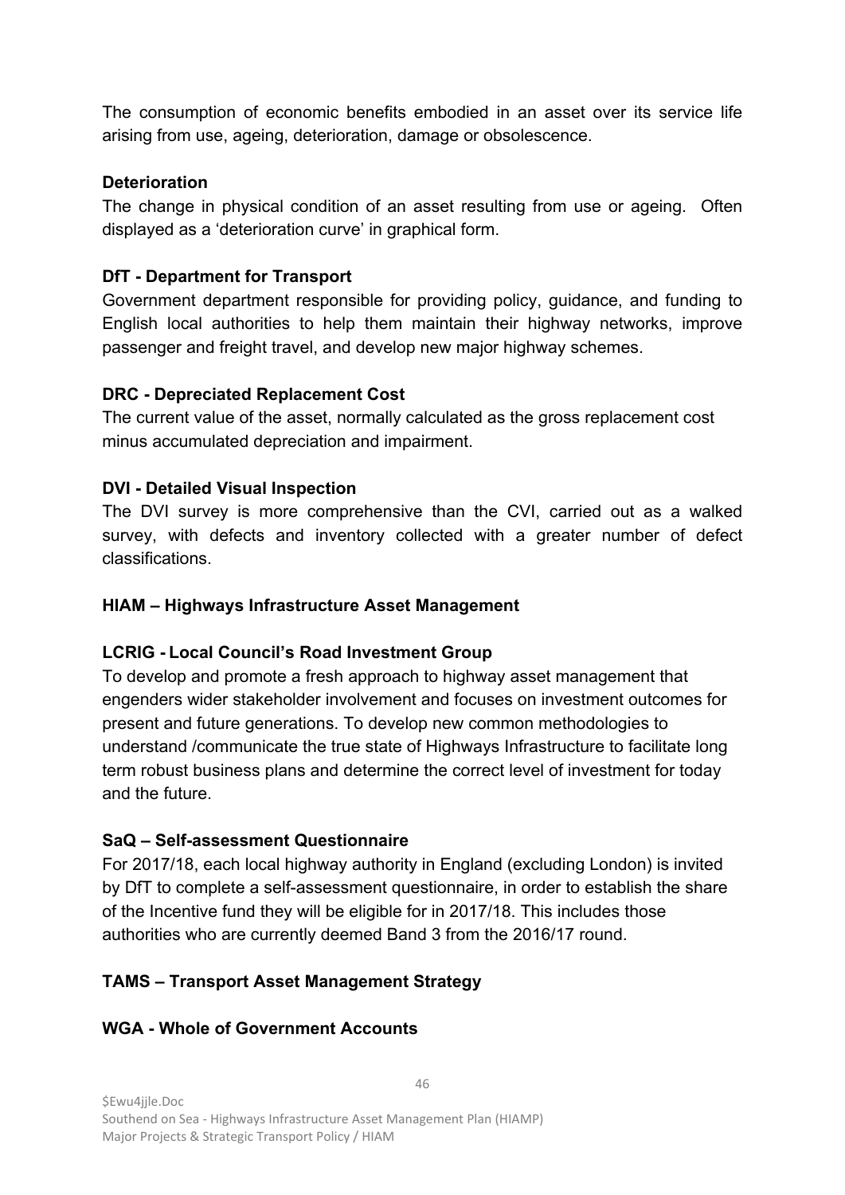The consumption of economic benefits embodied in an asset over its service life arising from use, ageing, deterioration, damage or obsolescence.

**Deterioration**
The change in physical condition of an asset resulting from use or ageing. Often displayed as a 'deterioration curve' in graphical form.

**DfT - Department for Transport**
Government department responsible for providing policy, guidance, and funding to English local authorities to help them maintain their highway networks, improve passenger and freight travel, and develop new major highway schemes.

**DRC - Depreciated Replacement Cost**
The current value of the asset, normally calculated as the gross replacement cost minus accumulated depreciation and impairment.

**DVI - Detailed Visual Inspection**
The DVI survey is more comprehensive than the CVI, carried out as a walked survey, with defects and inventory collected with a greater number of defect classifications.

**HIAM – Highways Infrastructure Asset Management**

**LCRIG - Local Council's Road Investment Group**
To develop and promote a fresh approach to highway asset management that engenders wider stakeholder involvement and focuses on investment outcomes for present and future generations. To develop new common methodologies to understand /communicate the true state of Highways Infrastructure to facilitate long term robust business plans and determine the correct level of investment for today and the future.

**SaQ – Self-assessment Questionnaire**
For 2017/18, each local highway authority in England (excluding London) is invited by DfT to complete a self-assessment questionnaire, in order to establish the share of the Incentive fund they will be eligible for in 2017/18. This includes those authorities who are currently deemed Band 3 from the 2016/17 round.

**TAMS – Transport Asset Management Strategy**

**WGA - Whole of Government Accounts**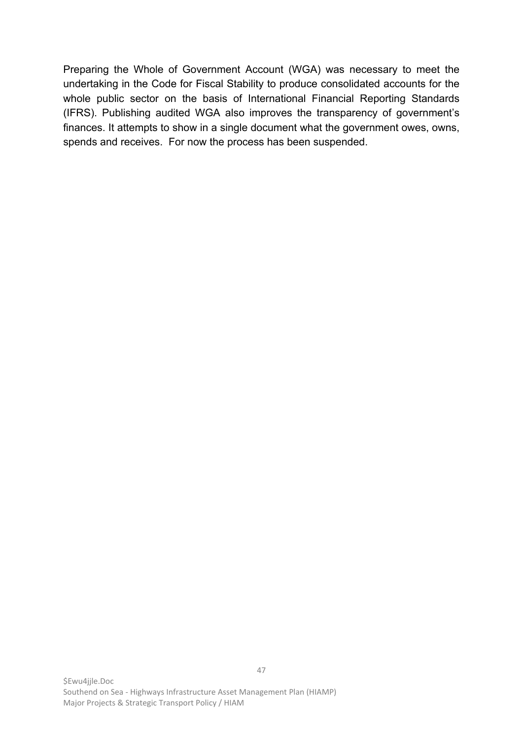Preparing the Whole of Government Account (WGA) was necessary to meet the undertaking in the Code for Fiscal Stability to produce consolidated accounts for the whole public sector on the basis of International Financial Reporting Standards (IFRS). Publishing audited WGA also improves the transparency of government's finances. It attempts to show in a single document what the government owes, owns, spends and receives. For now the process has been suspended.